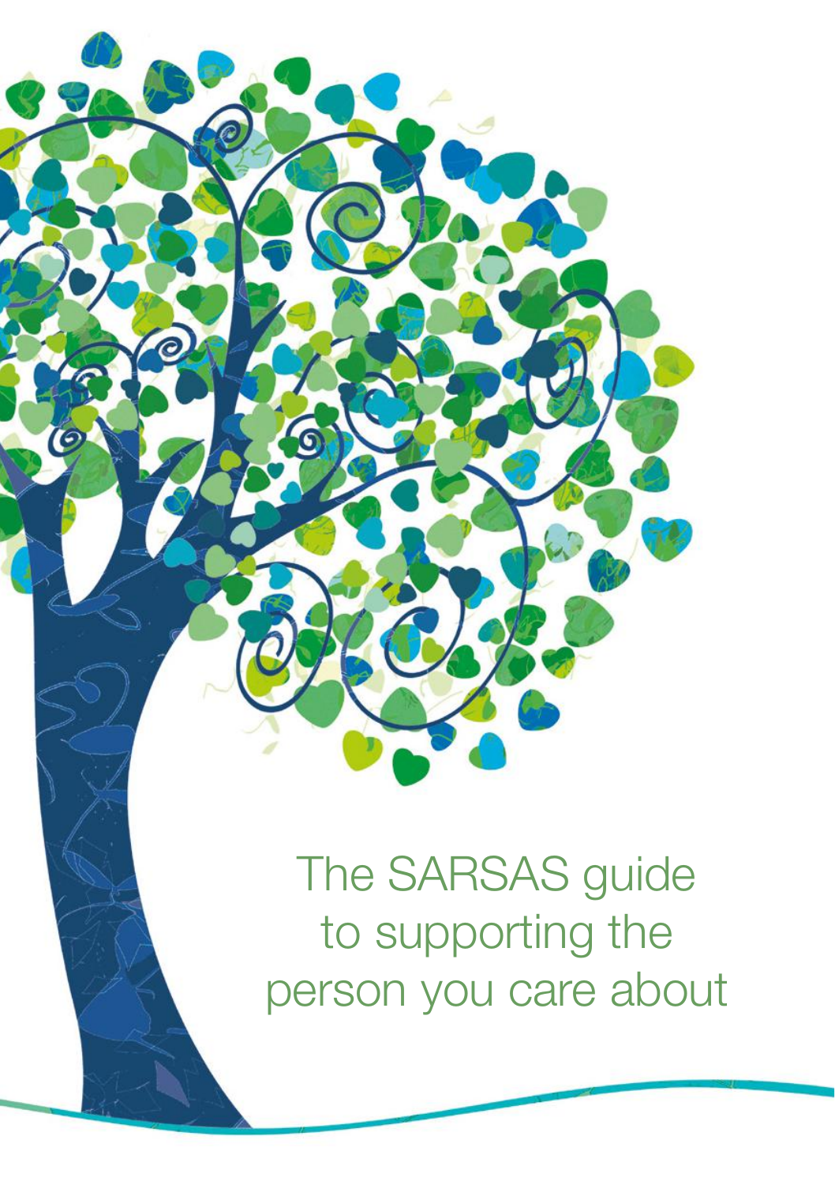# The SARSAS guide to supporting the person you care about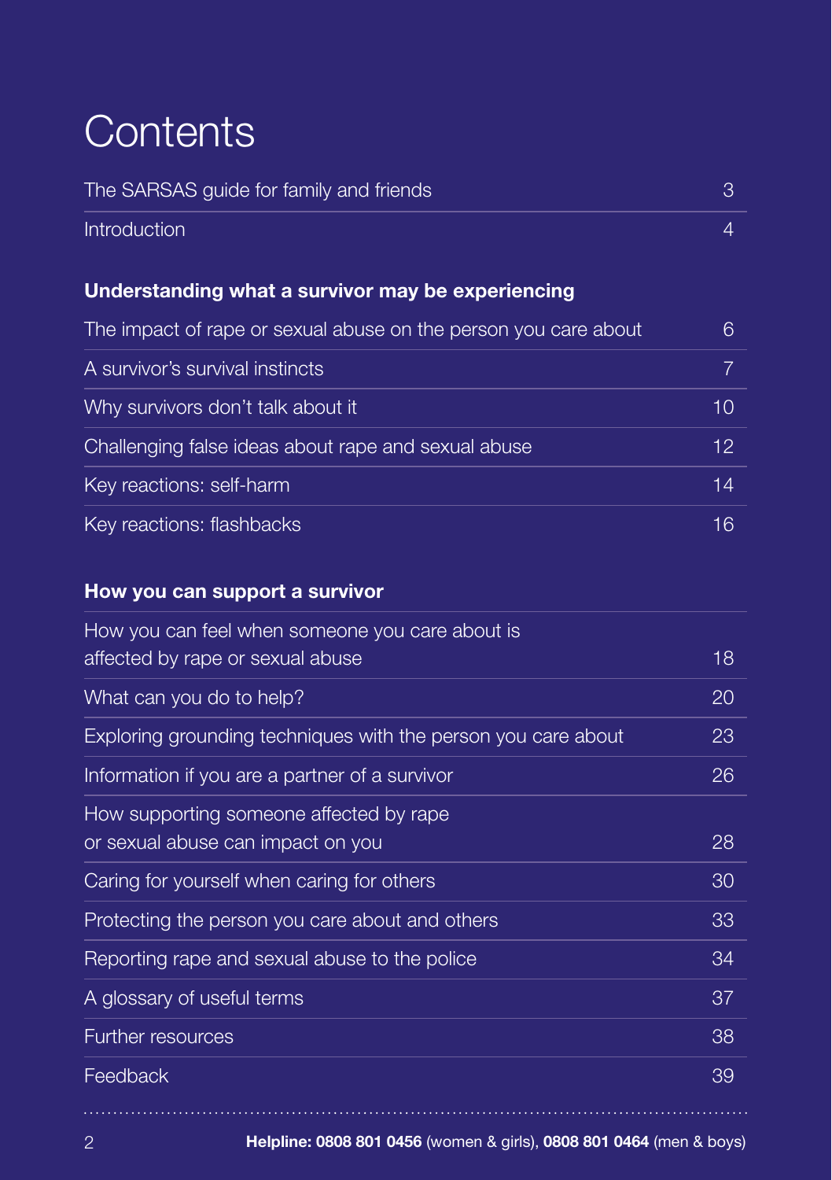# Contents

| | |
|---|---|
| The SARSAS guide for family and friends | 3 |
| Introduction | 4 |

**Understanding what a survivor may be experiencing**

| | |
|---|---|
| The impact of rape or sexual abuse on the person you care about | 6 |
| A survivor's survival instincts | 7 |
| Why survivors don't talk about it | 10 |
| Challenging false ideas about rape and sexual abuse | 12 |
| Key reactions: self-harm | 14 |
| Key reactions: flashbacks | 16 |

**How you can support a survivor**

| | |
|---|---|
| How you can feel when someone you care about is affected by rape or sexual abuse | 18 |
| What can you do to help? | 20 |
| Exploring grounding techniques with the person you care about | 23 |
| Information if you are a partner of a survivor | 26 |
| How supporting someone affected by rape or sexual abuse can impact on you | 28 |
| Caring for yourself when caring for others | 30 |
| Protecting the person you care about and others | 33 |
| Reporting rape and sexual abuse to the police | 34 |
| A glossary of useful terms | 37 |
| Further resources | 38 |
| Feedback | 39 |

**Helpline: 0808 801 0456** (women & girls), **0808 801 0464** (men & boys)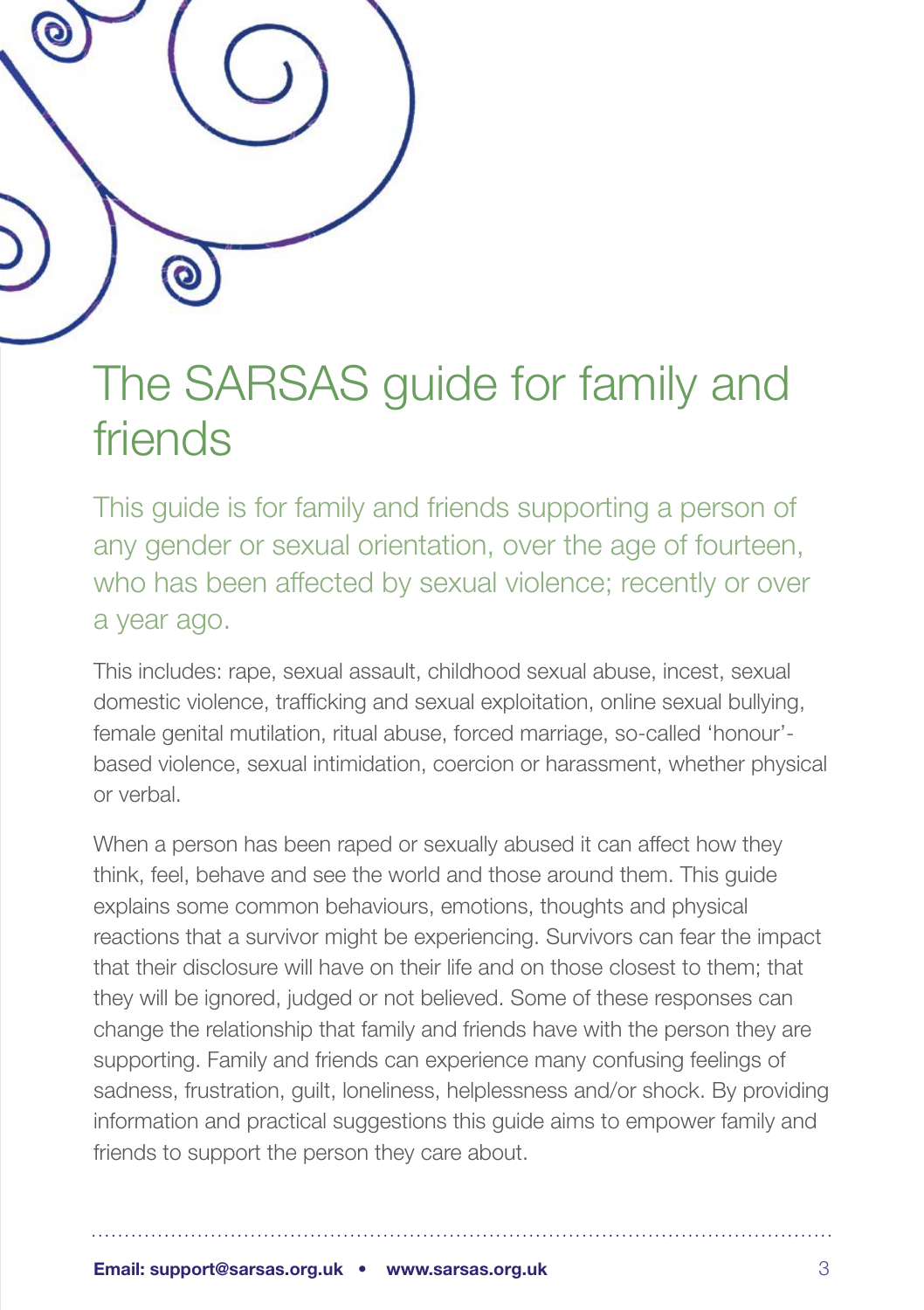# The SARSAS guide for family and friends

This guide is for family and friends supporting a person of any gender or sexual orientation, over the age of fourteen, who has been affected by sexual violence; recently or over a year ago.

This includes: rape, sexual assault, childhood sexual abuse, incest, sexual domestic violence, trafficking and sexual exploitation, online sexual bullying, female genital mutilation, ritual abuse, forced marriage, so-called 'honour'-based violence, sexual intimidation, coercion or harassment, whether physical or verbal.

When a person has been raped or sexually abused it can affect how they think, feel, behave and see the world and those around them. This guide explains some common behaviours, emotions, thoughts and physical reactions that a survivor might be experiencing. Survivors can fear the impact that their disclosure will have on their life and on those closest to them; that they will be ignored, judged or not believed. Some of these responses can change the relationship that family and friends have with the person they are supporting. Family and friends can experience many confusing feelings of sadness, frustration, guilt, loneliness, helplessness and/or shock. By providing information and practical suggestions this guide aims to empower family and friends to support the person they care about.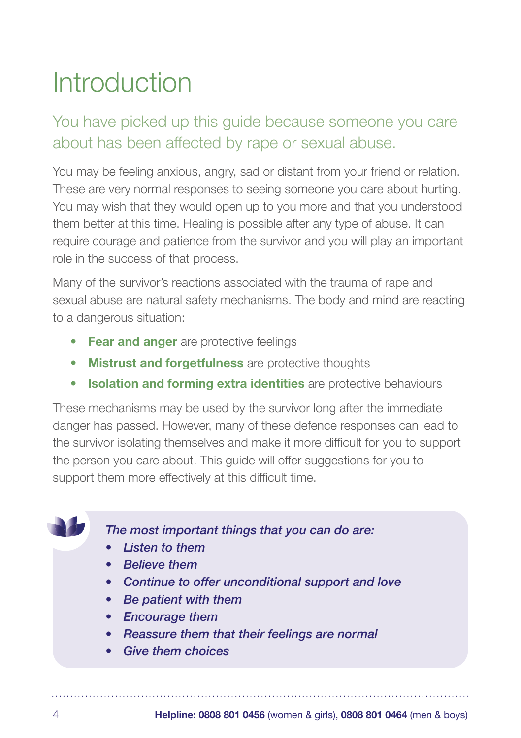# Introduction

## You have picked up this guide because someone you care about has been affected by rape or sexual abuse.

You may be feeling anxious, angry, sad or distant from your friend or relation. These are very normal responses to seeing someone you care about hurting. You may wish that they would open up to you more and that you understood them better at this time. Healing is possible after any type of abuse. It can require courage and patience from the survivor and you will play an important role in the success of that process.

Many of the survivor's reactions associated with the trauma of rape and sexual abuse are natural safety mechanisms. The body and mind are reacting to a dangerous situation:

- **Fear and anger** are protective feelings
- **Mistrust and forgetfulness** are protective thoughts
- **Isolation and forming extra identities** are protective behaviours

These mechanisms may be used by the survivor long after the immediate danger has passed. However, many of these defence responses can lead to the survivor isolating themselves and make it more difficult for you to support the person you care about. This guide will offer suggestions for you to support them more effectively at this difficult time.

*The most important things that you can do are:*

- *Listen to them*
- *Believe them*
- *Continue to offer unconditional support and love*
- *Be patient with them*
- *Encourage them*
- *Reassure them that their feelings are normal*
- *Give them choices*

**Helpline: 0808 801 0456** (women & girls), **0808 801 0464** (men & boys)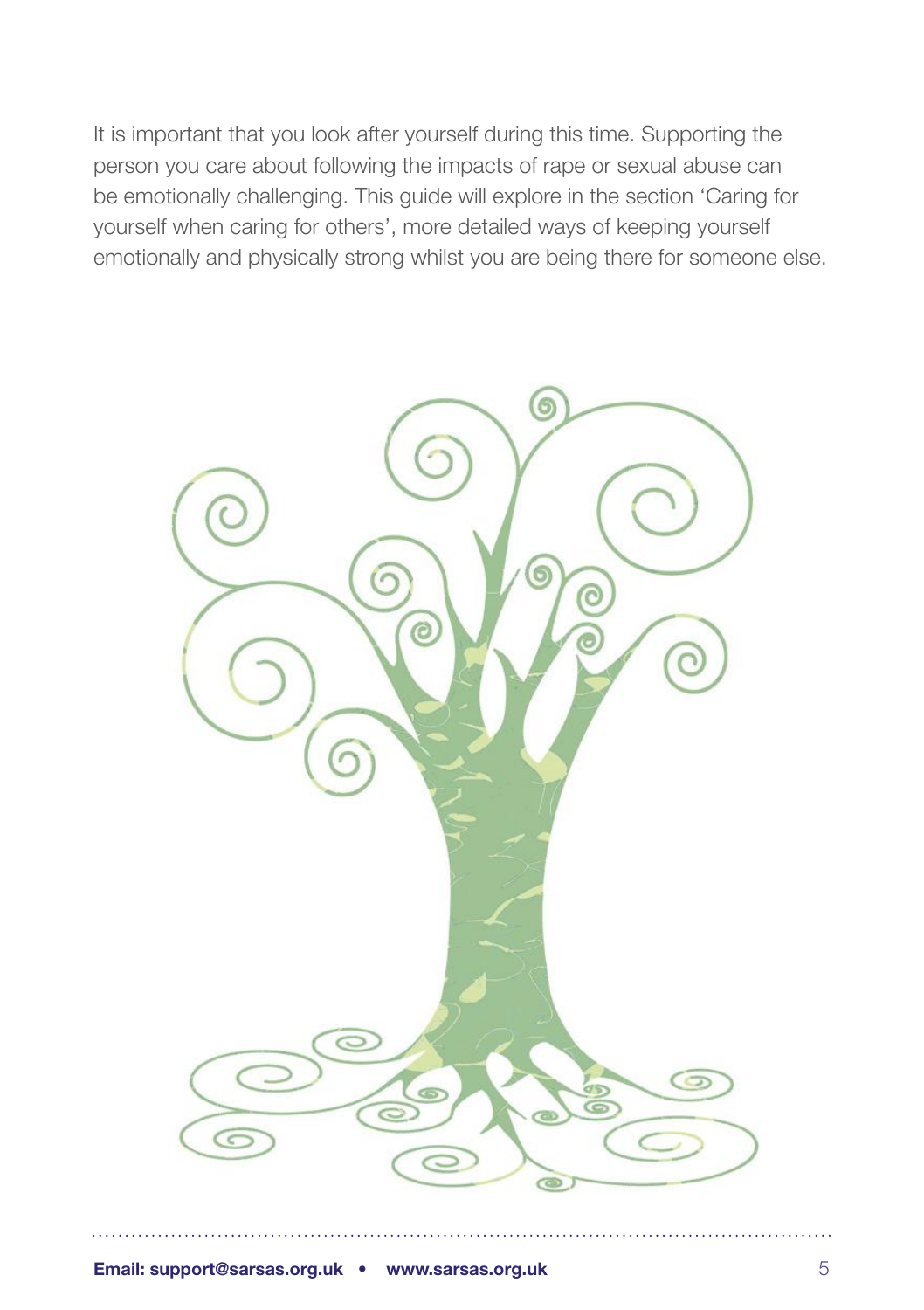It is important that you look after yourself during this time. Supporting the person you care about following the impacts of rape or sexual abuse can be emotionally challenging. This guide will explore in the section 'Caring for yourself when caring for others', more detailed ways of keeping yourself emotionally and physically strong whilst you are being there for someone else.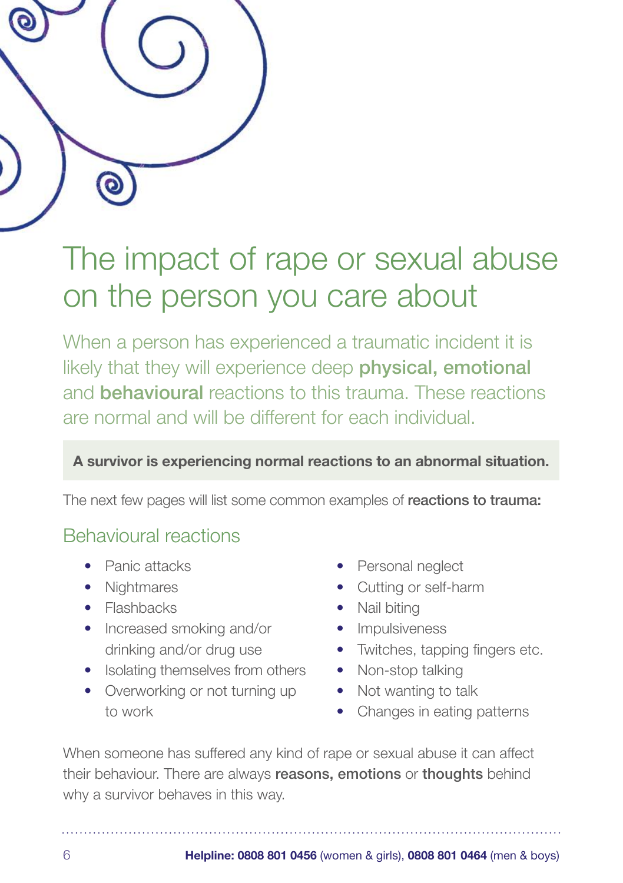# The impact of rape or sexual abuse on the person you care about

When a person has experienced a traumatic incident it is likely that they will experience deep **physical, emotional** and **behavioural** reactions to this trauma. These reactions are normal and will be different for each individual.

**A survivor is experiencing normal reactions to an abnormal situation.**

The next few pages will list some common examples of **reactions to trauma:**

## Behavioural reactions

- Panic attacks
- Nightmares
- Flashbacks
- Increased smoking and/or drinking and/or drug use
- Isolating themselves from others
- Overworking or not turning up to work
- Personal neglect
- Cutting or self-harm
- Nail biting
- Impulsiveness
- Twitches, tapping fingers etc.
- Non-stop talking
- Not wanting to talk
- Changes in eating patterns

When someone has suffered any kind of rape or sexual abuse it can affect their behaviour. There are always **reasons, emotions** or **thoughts** behind why a survivor behaves in this way.

**Helpline: 0808 801 0456** (women & girls), **0808 801 0464** (men & boys)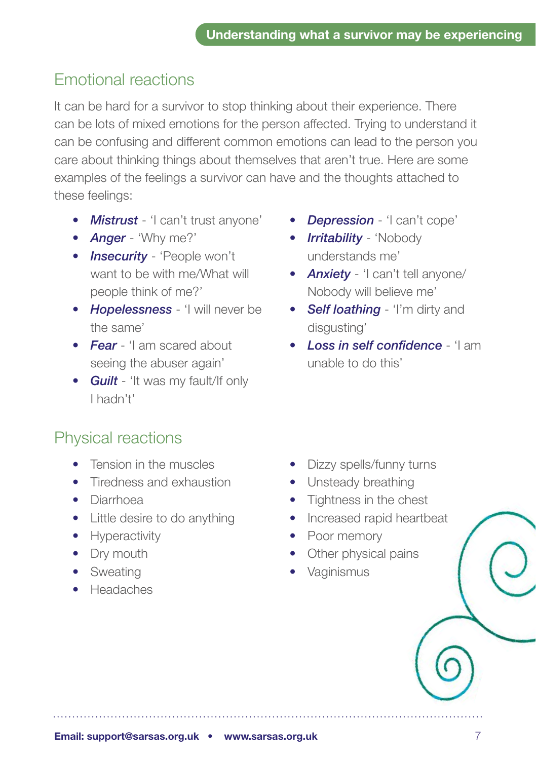## Emotional reactions

It can be hard for a survivor to stop thinking about their experience. There can be lots of mixed emotions for the person affected. Trying to understand it can be confusing and different common emotions can lead to the person you care about thinking things about themselves that aren't true. Here are some examples of the feelings a survivor can have and the thoughts attached to these feelings:

- ***Mistrust*** - 'I can't trust anyone'
- ***Anger*** - 'Why me?'
- ***Insecurity*** - 'People won't want to be with me/What will people think of me?'
- ***Hopelessness*** - 'I will never be the same'
- ***Fear*** - 'I am scared about seeing the abuser again'
- ***Guilt*** - 'It was my fault/If only I hadn't'
- ***Depression*** - 'I can't cope'
- ***Irritability*** - 'Nobody understands me'
- ***Anxiety*** - 'I can't tell anyone/ Nobody will believe me'
- ***Self loathing*** - 'I'm dirty and disgusting'
- ***Loss in self confidence*** - 'I am unable to do this'

## Physical reactions

- Tension in the muscles
- Tiredness and exhaustion
- Diarrhoea
- Little desire to do anything
- Hyperactivity
- Dry mouth
- Sweating
- Headaches
- Dizzy spells/funny turns
- Unsteady breathing
- Tightness in the chest
- Increased rapid heartbeat
- Poor memory
- Other physical pains
- Vaginismus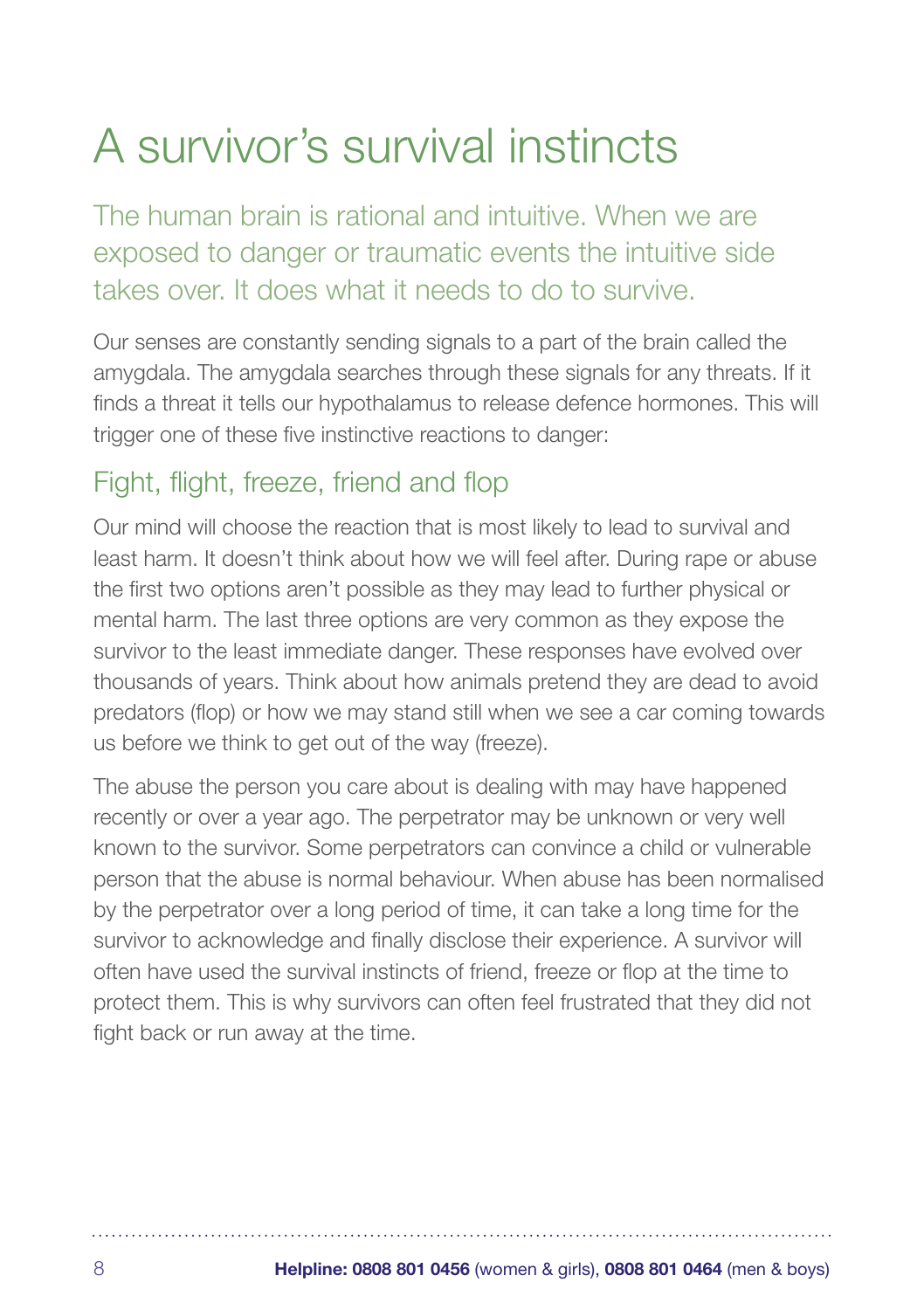# A survivor's survival instincts

The human brain is rational and intuitive. When we are exposed to danger or traumatic events the intuitive side takes over. It does what it needs to do to survive.

Our senses are constantly sending signals to a part of the brain called the amygdala. The amygdala searches through these signals for any threats. If it finds a threat it tells our hypothalamus to release defence hormones. This will trigger one of these five instinctive reactions to danger:

## Fight, flight, freeze, friend and flop

Our mind will choose the reaction that is most likely to lead to survival and least harm. It doesn't think about how we will feel after. During rape or abuse the first two options aren't possible as they may lead to further physical or mental harm. The last three options are very common as they expose the survivor to the least immediate danger. These responses have evolved over thousands of years. Think about how animals pretend they are dead to avoid predators (flop) or how we may stand still when we see a car coming towards us before we think to get out of the way (freeze).

The abuse the person you care about is dealing with may have happened recently or over a year ago. The perpetrator may be unknown or very well known to the survivor. Some perpetrators can convince a child or vulnerable person that the abuse is normal behaviour. When abuse has been normalised by the perpetrator over a long period of time, it can take a long time for the survivor to acknowledge and finally disclose their experience. A survivor will often have used the survival instincts of friend, freeze or flop at the time to protect them. This is why survivors can often feel frustrated that they did not fight back or run away at the time.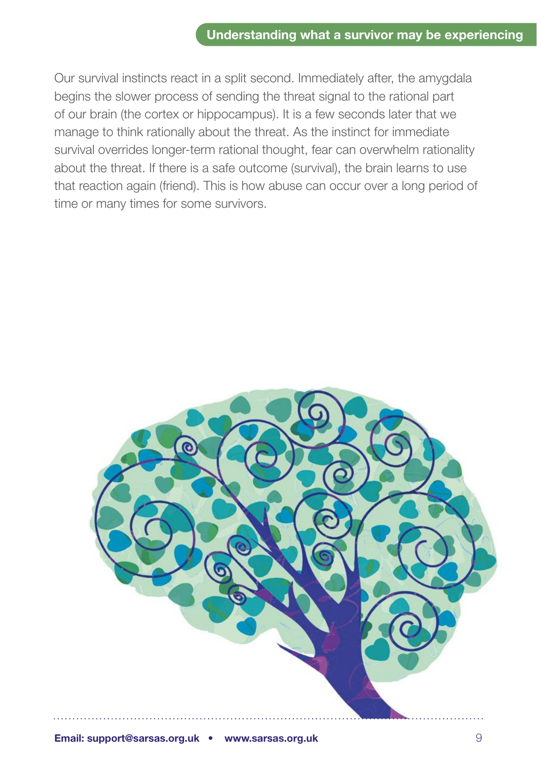Our survival instincts react in a split second. Immediately after, the amygdala begins the slower process of sending the threat signal to the rational part of our brain (the cortex or hippocampus). It is a few seconds later that we manage to think rationally about the threat. As the instinct for immediate survival overrides longer-term rational thought, fear can overwhelm rationality about the threat. If there is a safe outcome (survival), the brain learns to use that reaction again (friend). This is how abuse can occur over a long period of time or many times for some survivors.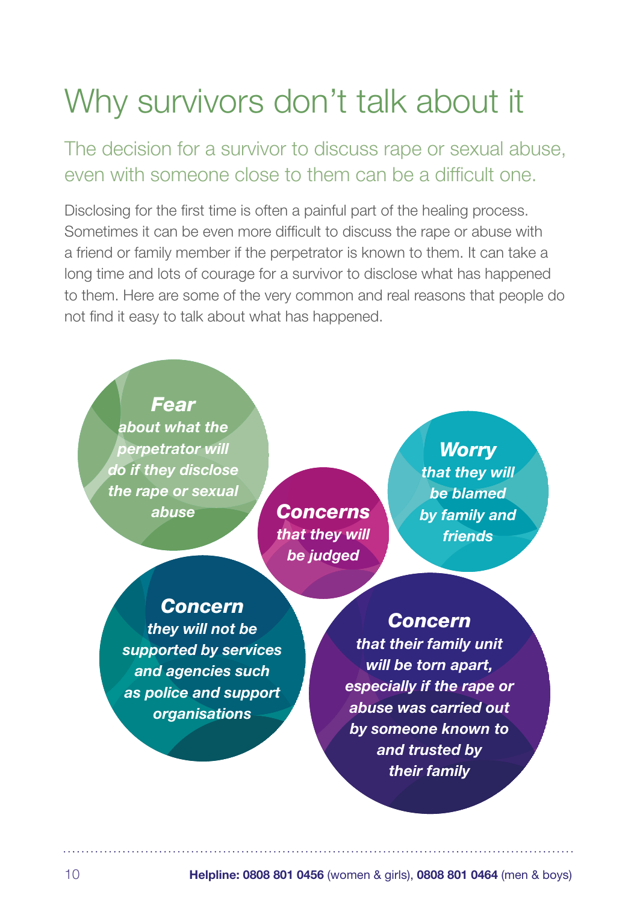# Why survivors don't talk about it

## The decision for a survivor to discuss rape or sexual abuse, even with someone close to them can be a difficult one.

Disclosing for the first time is often a painful part of the healing process. Sometimes it can be even more difficult to discuss the rape or abuse with a friend or family member if the perpetrator is known to them. It can take a long time and lots of courage for a survivor to disclose what has happened to them. Here are some of the very common and real reasons that people do not find it easy to talk about what has happened.

***Fear*** *about what the perpetrator will do if they disclose the rape or sexual abuse*

***Concerns*** *that they will be judged*

***Worry*** *that they will be blamed by family and friends*

***Concern*** *they will not be supported by services and agencies such as police and support organisations*

***Concern*** *that their family unit will be torn apart, especially if the rape or abuse was carried out by someone known to and trusted by their family*

**Helpline: 0808 801 0456** (women & girls), **0808 801 0464** (men & boys)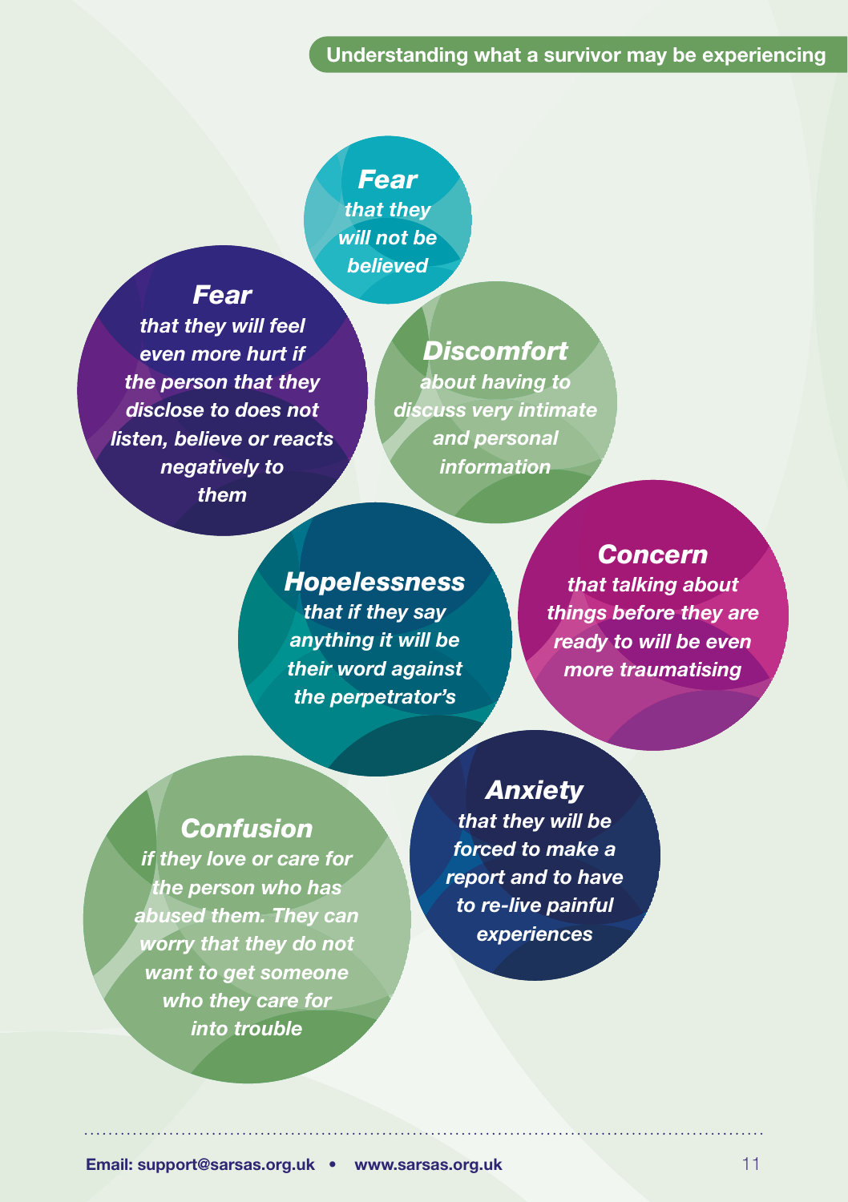## Understanding what a survivor may be experiencing

***Fear*** *that they will not be believed*

***Fear*** *that they will feel even more hurt if the person that they disclose to does not listen, believe or reacts negatively to them*

***Discomfort*** *about having to discuss very intimate and personal information*

***Hopelessness*** *that if they say anything it will be their word against the perpetrator's*

***Concern*** *that talking about things before they are ready to will be even more traumatising*

***Confusion*** *if they love or care for the person who has abused them. They can worry that they do not want to get someone who they care for into trouble*

***Anxiety*** *that they will be forced to make a report and to have to re-live painful experiences*

**Email: support@sarsas.org.uk • www.sarsas.org.uk**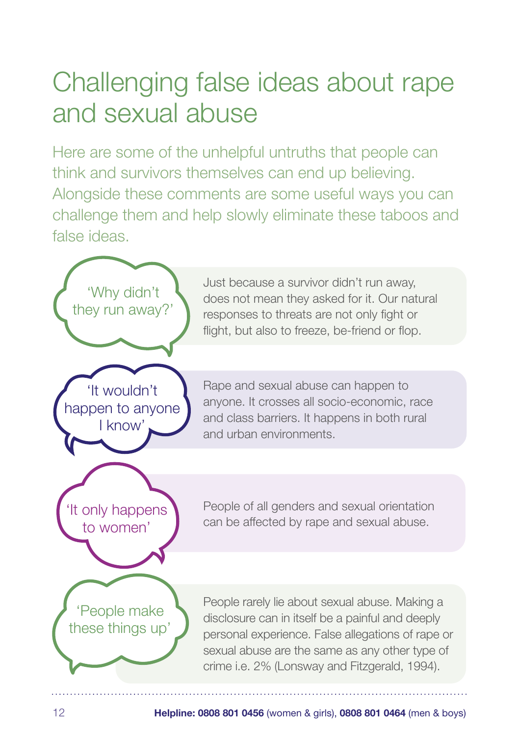# Challenging false ideas about rape and sexual abuse

Here are some of the unhelpful untruths that people can think and survivors themselves can end up believing. Alongside these comments are some useful ways you can challenge them and help slowly eliminate these taboos and false ideas.

'Why didn't they run away?'

Just because a survivor didn't run away, does not mean they asked for it. Our natural responses to threats are not only fight or flight, but also to freeze, be-friend or flop.

'It wouldn't happen to anyone I know'

Rape and sexual abuse can happen to anyone. It crosses all socio-economic, race and class barriers. It happens in both rural and urban environments.

'It only happens to women'

People of all genders and sexual orientation can be affected by rape and sexual abuse.

'People make these things up'

People rarely lie about sexual abuse. Making a disclosure can in itself be a painful and deeply personal experience. False allegations of rape or sexual abuse are the same as any other type of crime i.e. 2% (Lonsway and Fitzgerald, 1994).

**Helpline: 0808 801 0456** (women & girls), **0808 801 0464** (men & boys)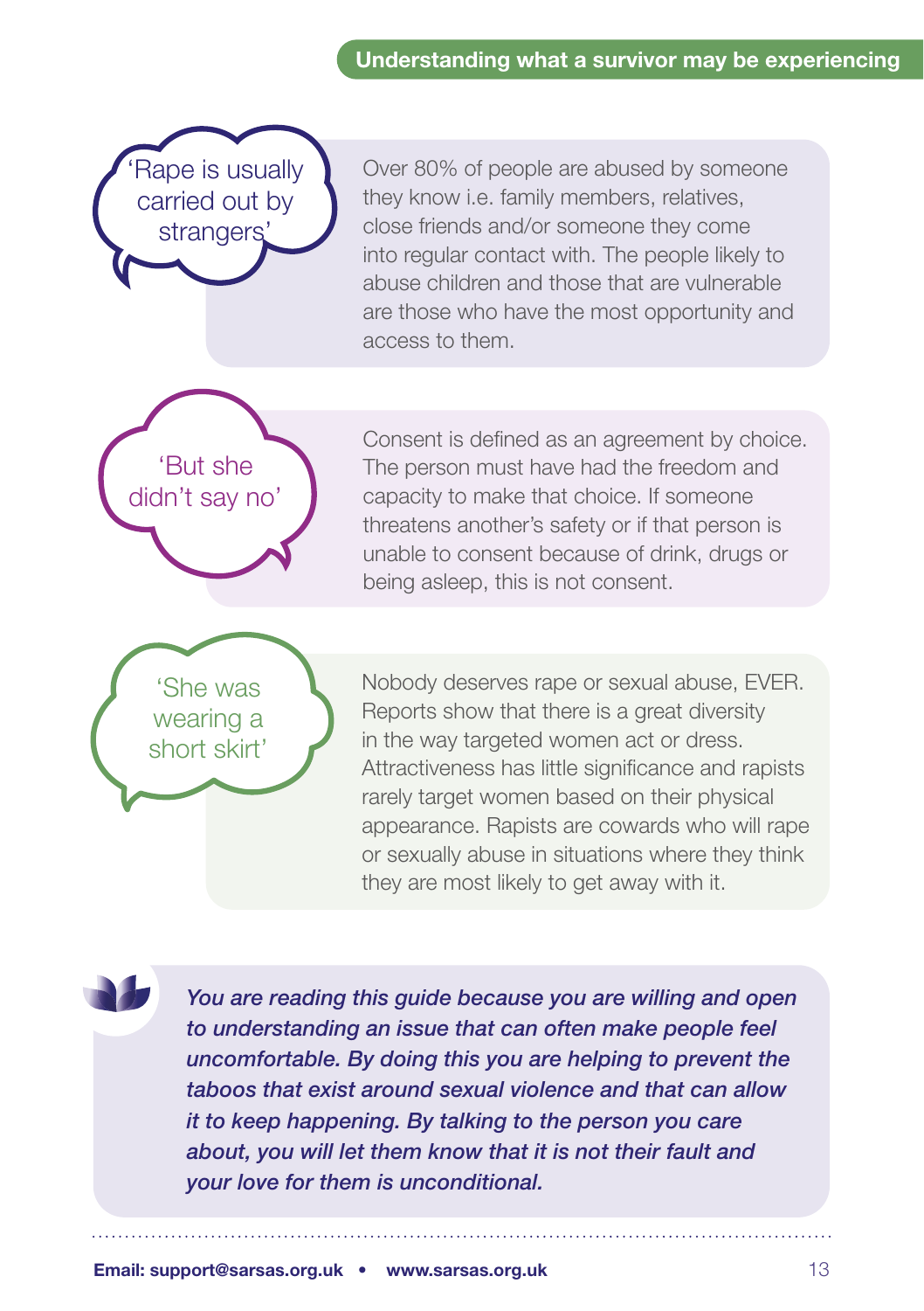## Understanding what a survivor may be experiencing

‘Rape is usually carried out by strangers’

Over 80% of people are abused by someone they know i.e. family members, relatives, close friends and/or someone they come into regular contact with. The people likely to abuse children and those that are vulnerable are those who have the most opportunity and access to them.

‘But she didn’t say no’

Consent is defined as an agreement by choice. The person must have had the freedom and capacity to make that choice. If someone threatens another’s safety or if that person is unable to consent because of drink, drugs or being asleep, this is not consent.

‘She was wearing a short skirt’

Nobody deserves rape or sexual abuse, EVER. Reports show that there is a great diversity in the way targeted women act or dress. Attractiveness has little significance and rapists rarely target women based on their physical appearance. Rapists are cowards who will rape or sexually abuse in situations where they think they are most likely to get away with it.

***You are reading this guide because you are willing and open to understanding an issue that can often make people feel uncomfortable. By doing this you are helping to prevent the taboos that exist around sexual violence and that can allow it to keep happening. By talking to the person you care about, you will let them know that it is not their fault and your love for them is unconditional.***

**Email: support@sarsas.org.uk • www.sarsas.org.uk**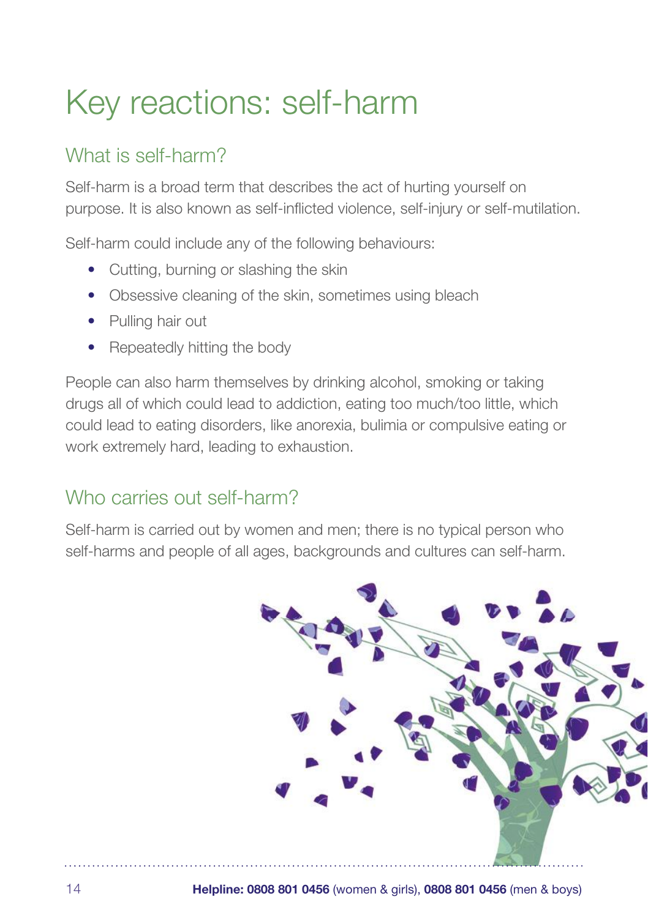# Key reactions: self-harm

## What is self-harm?

Self-harm is a broad term that describes the act of hurting yourself on purpose. It is also known as self-inflicted violence, self-injury or self-mutilation.

Self-harm could include any of the following behaviours:

- Cutting, burning or slashing the skin
- Obsessive cleaning of the skin, sometimes using bleach
- Pulling hair out
- Repeatedly hitting the body

People can also harm themselves by drinking alcohol, smoking or taking drugs all of which could lead to addiction, eating too much/too little, which could lead to eating disorders, like anorexia, bulimia or compulsive eating or work extremely hard, leading to exhaustion.

## Who carries out self-harm?

Self-harm is carried out by women and men; there is no typical person who self-harms and people of all ages, backgrounds and cultures can self-harm.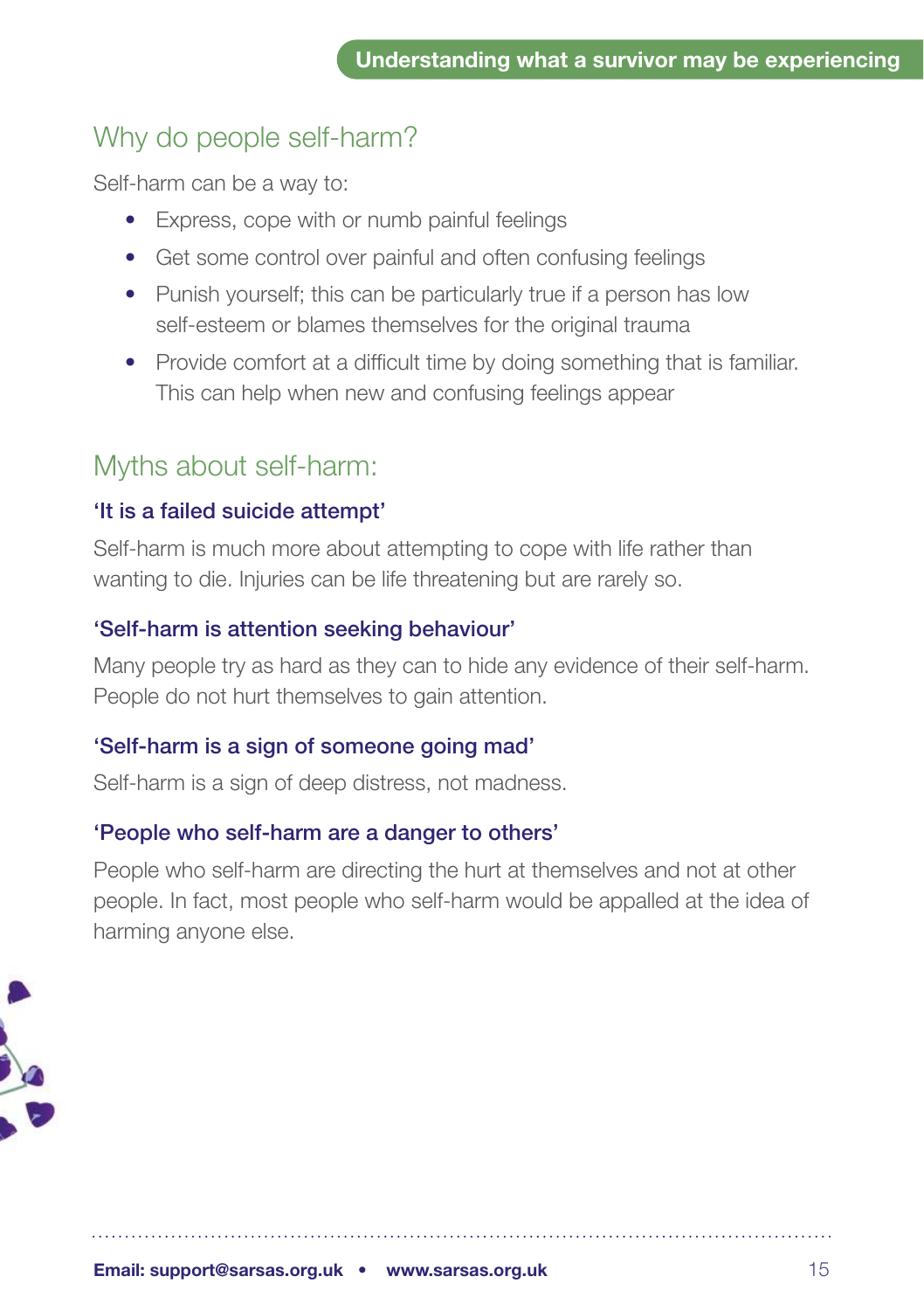## Why do people self-harm?

Self-harm can be a way to:

- Express, cope with or numb painful feelings
- Get some control over painful and often confusing feelings
- Punish yourself; this can be particularly true if a person has low self-esteem or blames themselves for the original trauma
- Provide comfort at a difficult time by doing something that is familiar. This can help when new and confusing feelings appear

## Myths about self-harm:

### 'It is a failed suicide attempt'

Self-harm is much more about attempting to cope with life rather than wanting to die. Injuries can be life threatening but are rarely so.

### 'Self-harm is attention seeking behaviour'

Many people try as hard as they can to hide any evidence of their self-harm. People do not hurt themselves to gain attention.

### 'Self-harm is a sign of someone going mad'

Self-harm is a sign of deep distress, not madness.

### 'People who self-harm are a danger to others'

People who self-harm are directing the hurt at themselves and not at other people. In fact, most people who self-harm would be appalled at the idea of harming anyone else.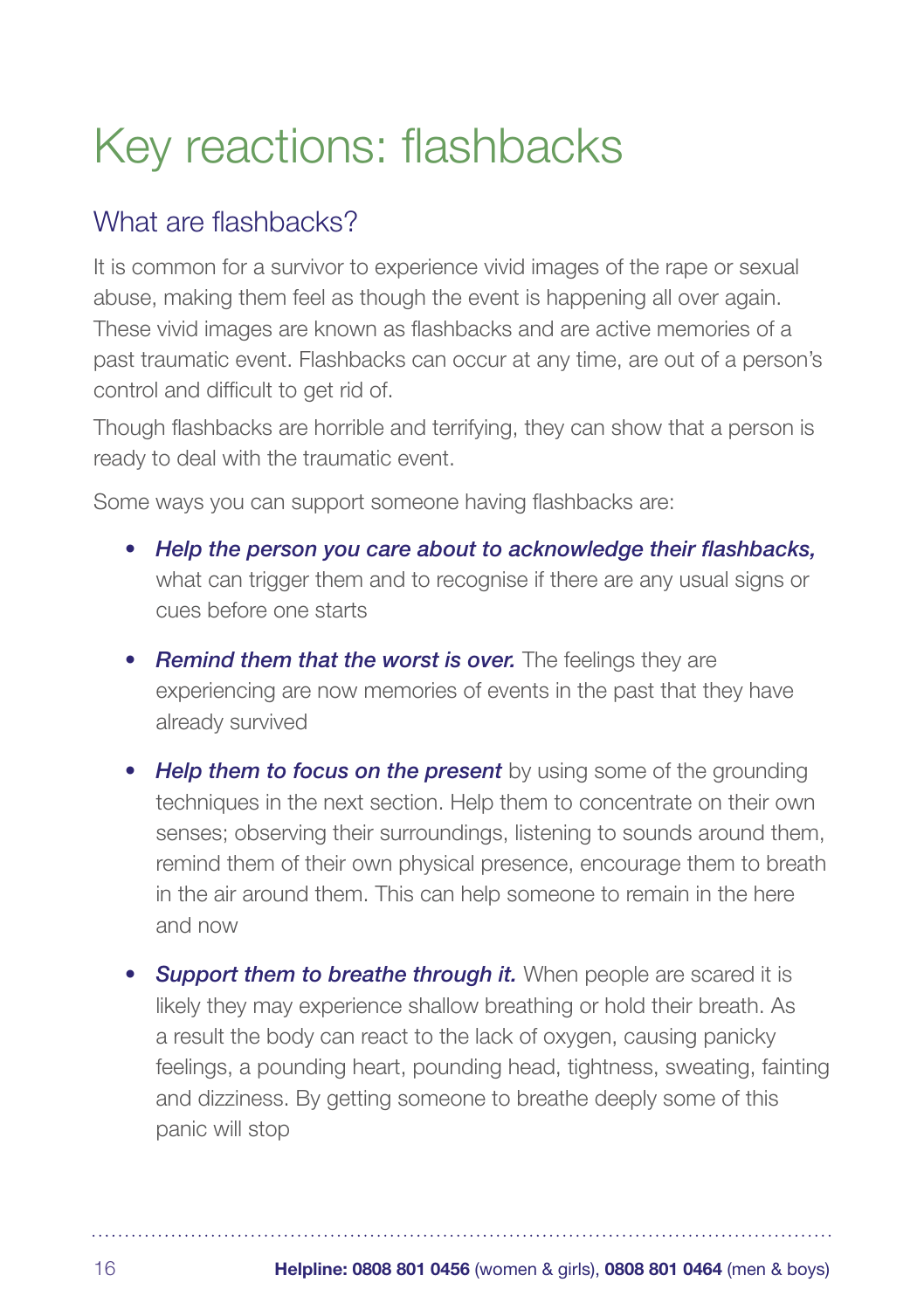# Key reactions: flashbacks

## What are flashbacks?

It is common for a survivor to experience vivid images of the rape or sexual abuse, making them feel as though the event is happening all over again. These vivid images are known as flashbacks and are active memories of a past traumatic event. Flashbacks can occur at any time, are out of a person's control and difficult to get rid of.

Though flashbacks are horrible and terrifying, they can show that a person is ready to deal with the traumatic event.

Some ways you can support someone having flashbacks are:

- ***Help the person you care about to acknowledge their flashbacks,*** what can trigger them and to recognise if there are any usual signs or cues before one starts
- ***Remind them that the worst is over.*** The feelings they are experiencing are now memories of events in the past that they have already survived
- ***Help them to focus on the present*** by using some of the grounding techniques in the next section. Help them to concentrate on their own senses; observing their surroundings, listening to sounds around them, remind them of their own physical presence, encourage them to breath in the air around them. This can help someone to remain in the here and now
- ***Support them to breathe through it.*** When people are scared it is likely they may experience shallow breathing or hold their breath. As a result the body can react to the lack of oxygen, causing panicky feelings, a pounding heart, pounding head, tightness, sweating, fainting and dizziness. By getting someone to breathe deeply some of this panic will stop

**Helpline: 0808 801 0456** (women & girls), **0808 801 0464** (men & boys)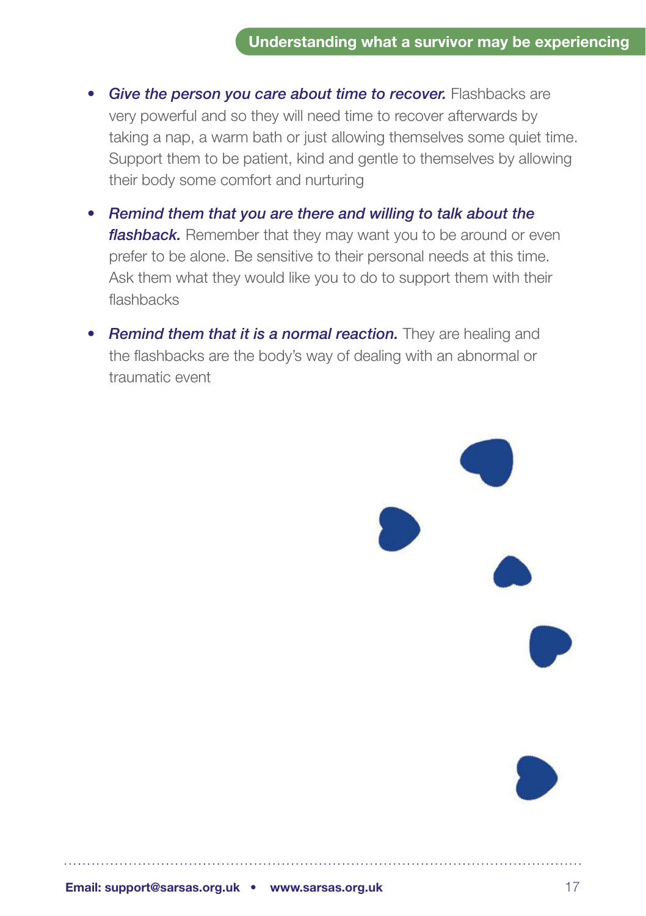- ***Give the person you care about time to recover.*** Flashbacks are very powerful and so they will need time to recover afterwards by taking a nap, a warm bath or just allowing themselves some quiet time. Support them to be patient, kind and gentle to themselves by allowing their body some comfort and nurturing
- ***Remind them that you are there and willing to talk about the flashback.*** Remember that they may want you to be around or even prefer to be alone. Be sensitive to their personal needs at this time. Ask them what they would like you to do to support them with their flashbacks
- ***Remind them that it is a normal reaction.*** They are healing and the flashbacks are the body's way of dealing with an abnormal or traumatic event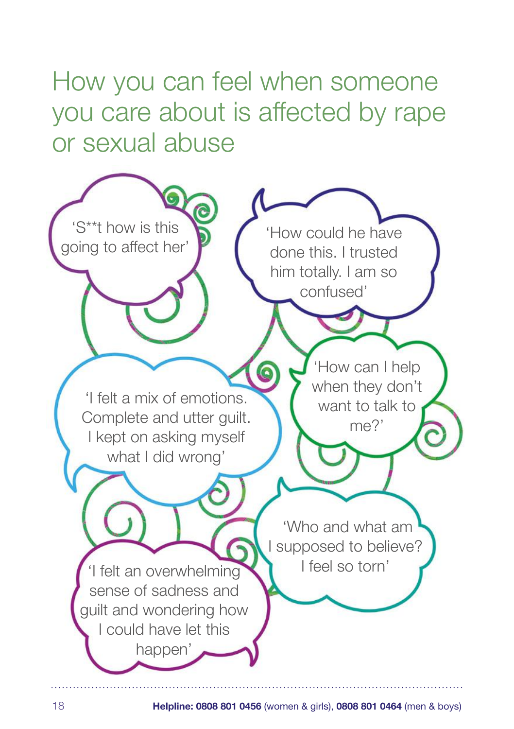# How you can feel when someone you care about is affected by rape or sexual abuse

'S**t how is this going to affect her'

'How could he have done this. I trusted him totally. I am so confused'

'I felt a mix of emotions. Complete and utter guilt. I kept on asking myself what I did wrong'

'How can I help when they don't want to talk to me?'

'Who and what am I supposed to believe? I feel so torn'

'I felt an overwhelming sense of sadness and guilt and wondering how I could have let this happen'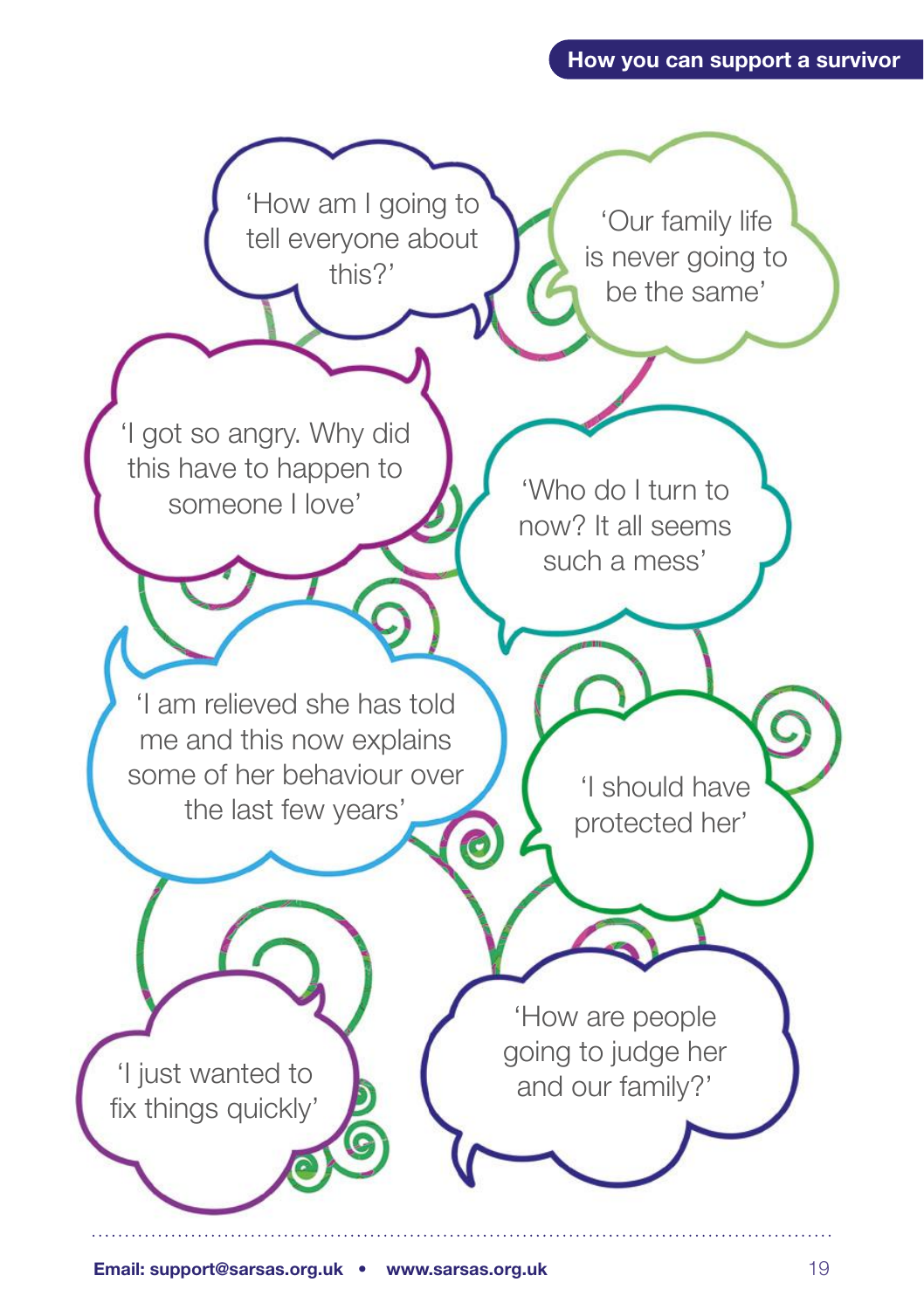‘How am I going to tell everyone about this?’

‘Our family life is never going to be the same’

‘I got so angry. Why did this have to happen to someone I love’

‘Who do I turn to now? It all seems such a mess’

‘I am relieved she has told me and this now explains some of her behaviour over the last few years’

‘I should have protected her’

‘I just wanted to fix things quickly’

‘How are people going to judge her and our family?’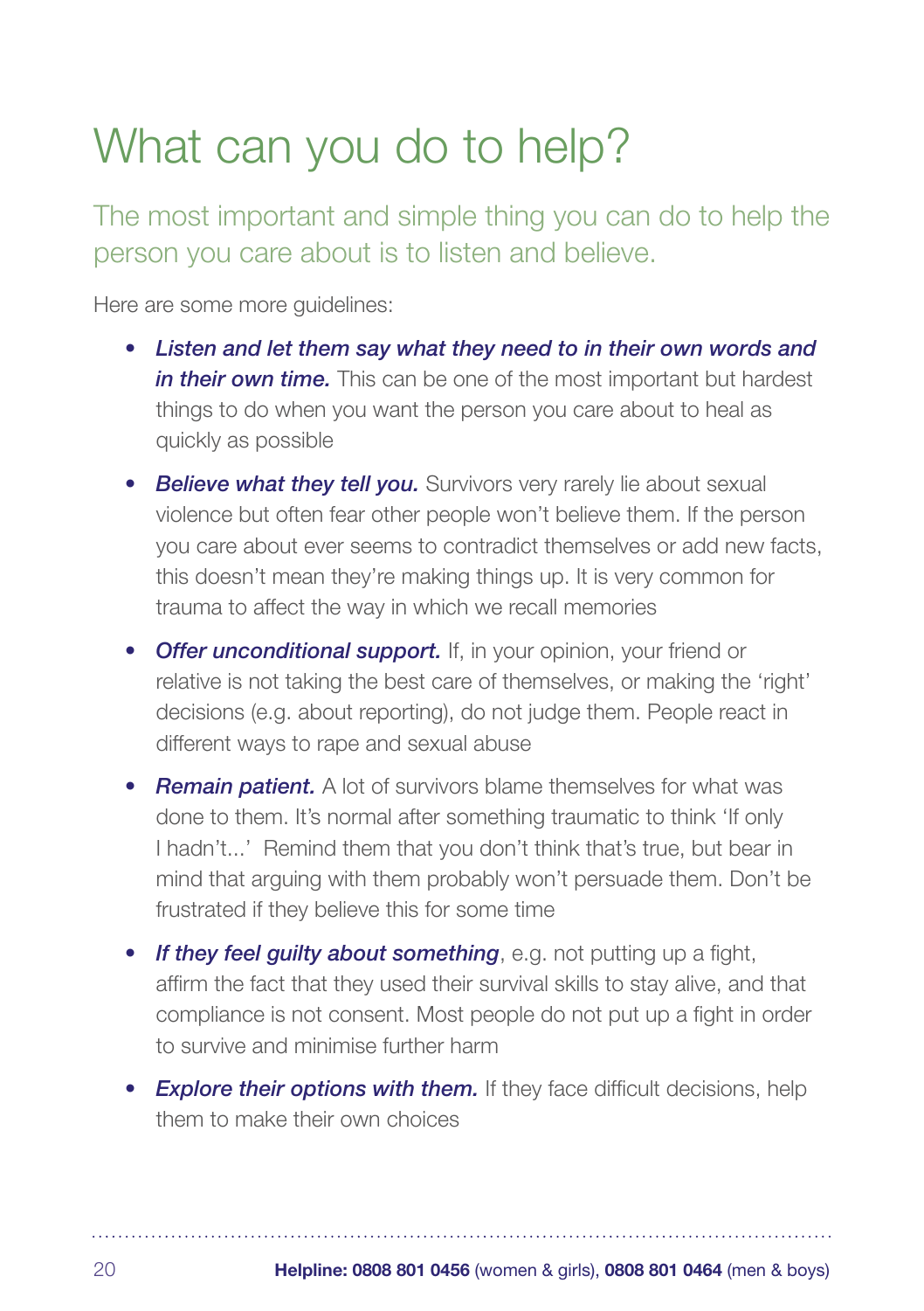# What can you do to help?

## The most important and simple thing you can do to help the person you care about is to listen and believe.

Here are some more guidelines:

- ***Listen and let them say what they need to in their own words and in their own time.*** This can be one of the most important but hardest things to do when you want the person you care about to heal as quickly as possible
- ***Believe what they tell you.*** Survivors very rarely lie about sexual violence but often fear other people won't believe them. If the person you care about ever seems to contradict themselves or add new facts, this doesn't mean they're making things up. It is very common for trauma to affect the way in which we recall memories
- ***Offer unconditional support.*** If, in your opinion, your friend or relative is not taking the best care of themselves, or making the 'right' decisions (e.g. about reporting), do not judge them. People react in different ways to rape and sexual abuse
- ***Remain patient.*** A lot of survivors blame themselves for what was done to them. It's normal after something traumatic to think 'If only I hadn't...' Remind them that you don't think that's true, but bear in mind that arguing with them probably won't persuade them. Don't be frustrated if they believe this for some time
- ***If they feel guilty about something***, e.g. not putting up a fight, affirm the fact that they used their survival skills to stay alive, and that compliance is not consent. Most people do not put up a fight in order to survive and minimise further harm
- ***Explore their options with them.*** If they face difficult decisions, help them to make their own choices

**Helpline: 0808 801 0456** (women & girls), **0808 801 0464** (men & boys)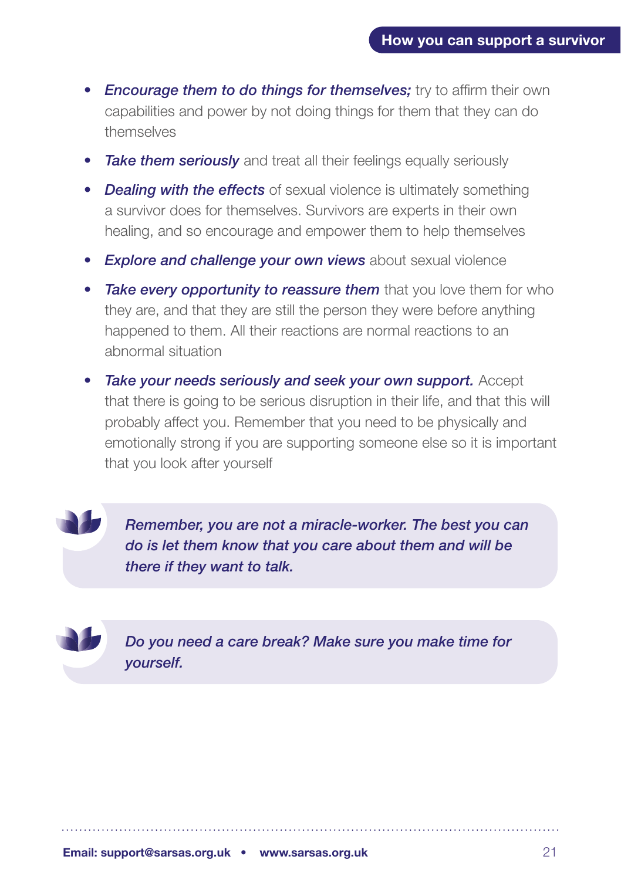- ***Encourage them to do things for themselves;*** try to affirm their own capabilities and power by not doing things for them that they can do themselves
- ***Take them seriously*** and treat all their feelings equally seriously
- ***Dealing with the effects*** of sexual violence is ultimately something a survivor does for themselves. Survivors are experts in their own healing, and so encourage and empower them to help themselves
- ***Explore and challenge your own views*** about sexual violence
- ***Take every opportunity to reassure them*** that you love them for who they are, and that they are still the person they were before anything happened to them. All their reactions are normal reactions to an abnormal situation
- ***Take your needs seriously and seek your own support.*** Accept that there is going to be serious disruption in their life, and that this will probably affect you. Remember that you need to be physically and emotionally strong if you are supporting someone else so it is important that you look after yourself

> ***Remember, you are not a miracle-worker. The best you can do is let them know that you care about them and will be there if they want to talk.***

> *Do you need a care break? Make sure you make time for yourself.*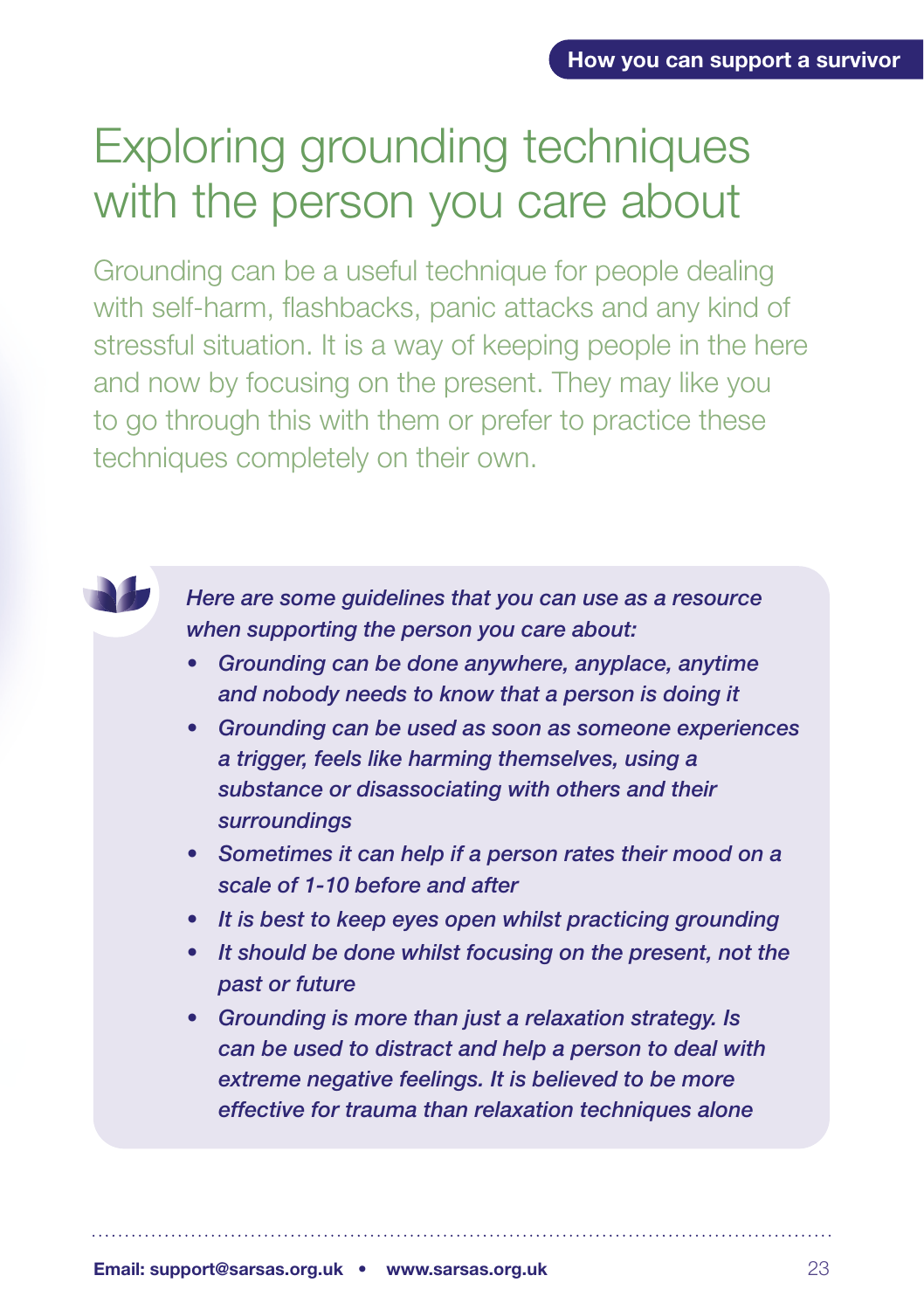# Exploring grounding techniques with the person you care about

Grounding can be a useful technique for people dealing with self-harm, flashbacks, panic attacks and any kind of stressful situation. It is a way of keeping people in the here and now by focusing on the present. They may like you to go through this with them or prefer to practice these techniques completely on their own.

*Here are some guidelines that you can use as a resource when supporting the person you care about:*

- *Grounding can be done anywhere, anyplace, anytime and nobody needs to know that a person is doing it*
- *Grounding can be used as soon as someone experiences a trigger, feels like harming themselves, using a substance or disassociating with others and their surroundings*
- *Sometimes it can help if a person rates their mood on a scale of 1-10 before and after*
- *It is best to keep eyes open whilst practicing grounding*
- *It should be done whilst focusing on the present, not the past or future*
- *Grounding is more than just a relaxation strategy. Is can be used to distract and help a person to deal with extreme negative feelings. It is believed to be more effective for trauma than relaxation techniques alone*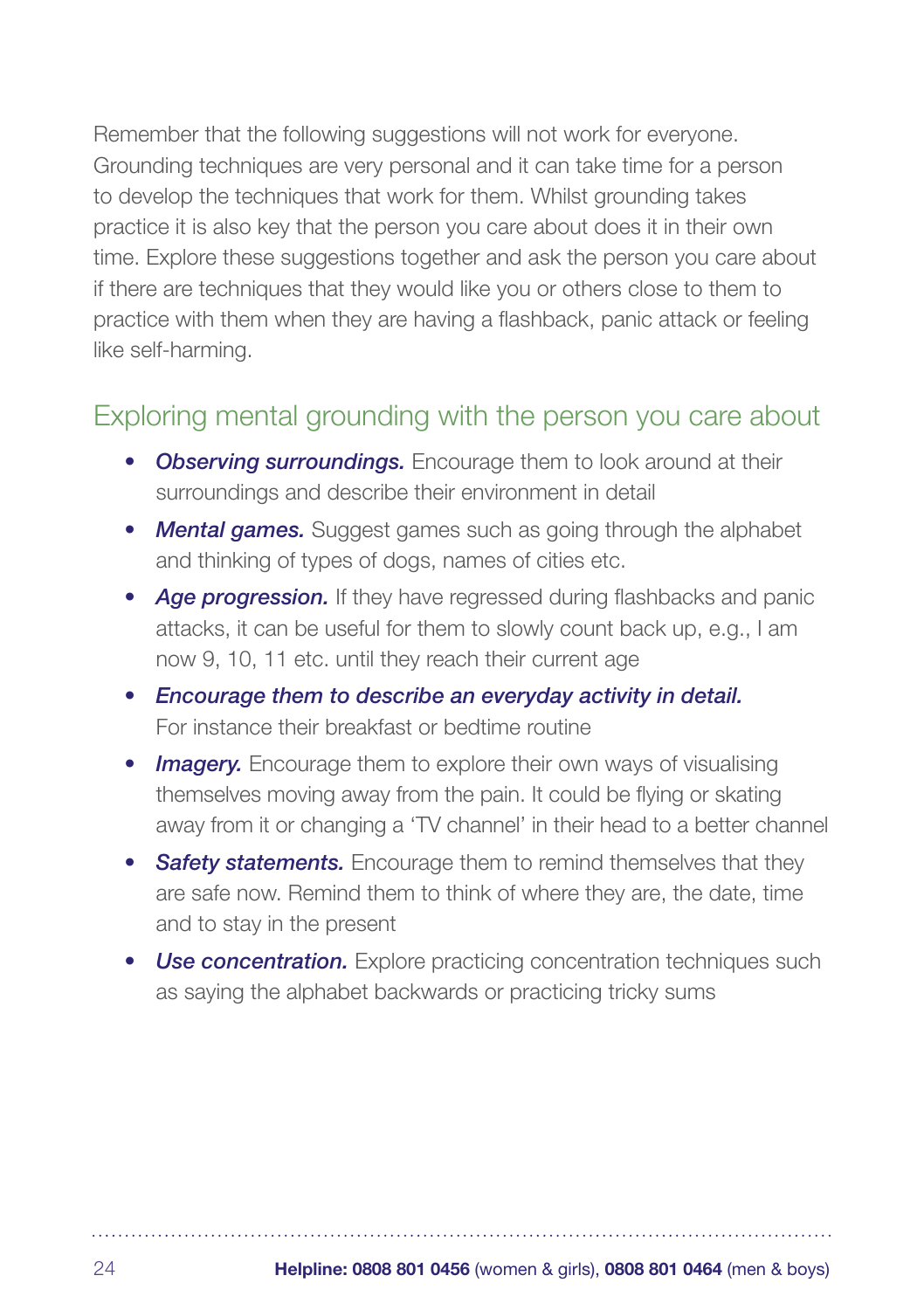Remember that the following suggestions will not work for everyone. Grounding techniques are very personal and it can take time for a person to develop the techniques that work for them. Whilst grounding takes practice it is also key that the person you care about does it in their own time. Explore these suggestions together and ask the person you care about if there are techniques that they would like you or others close to them to practice with them when they are having a flashback, panic attack or feeling like self-harming.

## Exploring mental grounding with the person you care about

- ***Observing surroundings.*** Encourage them to look around at their surroundings and describe their environment in detail
- ***Mental games.*** Suggest games such as going through the alphabet and thinking of types of dogs, names of cities etc.
- ***Age progression.*** If they have regressed during flashbacks and panic attacks, it can be useful for them to slowly count back up, e.g., I am now 9, 10, 11 etc. until they reach their current age
- ***Encourage them to describe an everyday activity in detail.*** For instance their breakfast or bedtime routine
- ***Imagery.*** Encourage them to explore their own ways of visualising themselves moving away from the pain. It could be flying or skating away from it or changing a 'TV channel' in their head to a better channel
- ***Safety statements.*** Encourage them to remind themselves that they are safe now. Remind them to think of where they are, the date, time and to stay in the present
- ***Use concentration.*** Explore practicing concentration techniques such as saying the alphabet backwards or practicing tricky sums

**Helpline: 0808 801 0456** (women & girls), **0808 801 0464** (men & boys)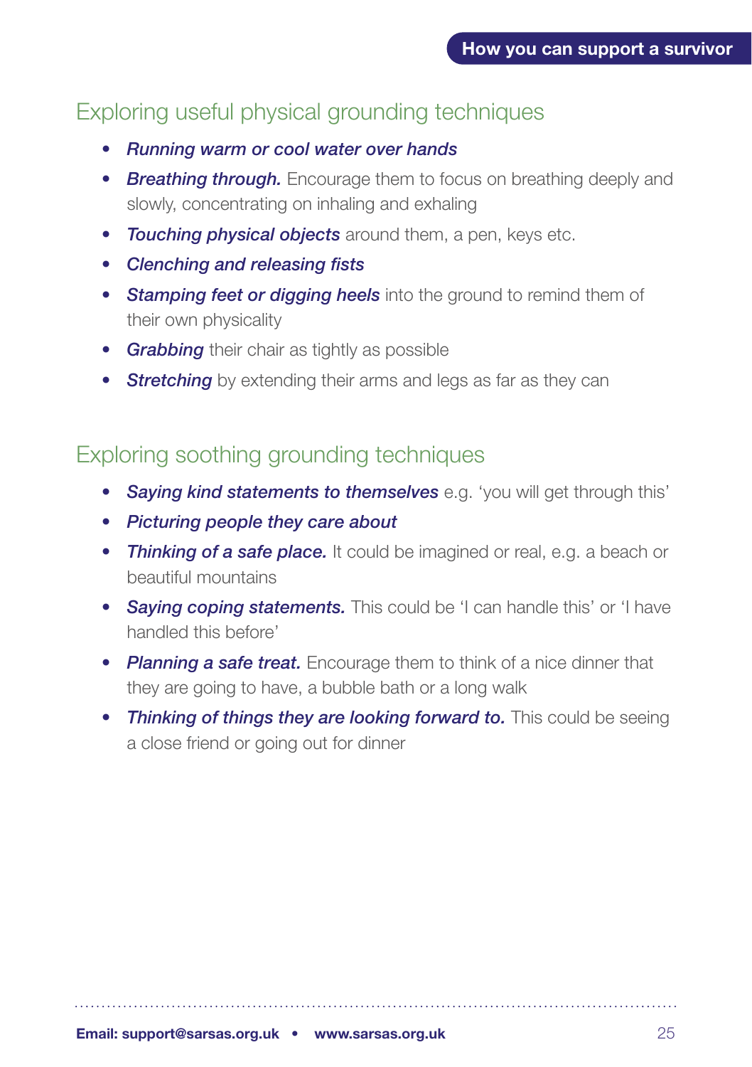## Exploring useful physical grounding techniques

- ***Running warm or cool water over hands***
- ***Breathing through.*** Encourage them to focus on breathing deeply and slowly, concentrating on inhaling and exhaling
- ***Touching physical objects*** around them, a pen, keys etc.
- ***Clenching and releasing fists***
- ***Stamping feet or digging heels*** into the ground to remind them of their own physicality
- ***Grabbing*** their chair as tightly as possible
- ***Stretching*** by extending their arms and legs as far as they can

## Exploring soothing grounding techniques

- ***Saying kind statements to themselves*** e.g. 'you will get through this'
- ***Picturing people they care about***
- ***Thinking of a safe place.*** It could be imagined or real, e.g. a beach or beautiful mountains
- ***Saying coping statements.*** This could be 'I can handle this' or 'I have handled this before'
- ***Planning a safe treat.*** Encourage them to think of a nice dinner that they are going to have, a bubble bath or a long walk
- ***Thinking of things they are looking forward to.*** This could be seeing a close friend or going out for dinner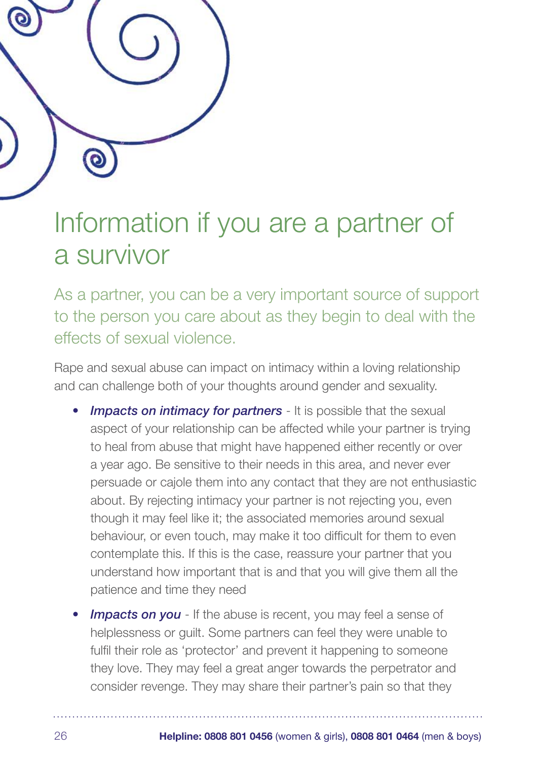# Information if you are a partner of a survivor

As a partner, you can be a very important source of support to the person you care about as they begin to deal with the effects of sexual violence.

Rape and sexual abuse can impact on intimacy within a loving relationship and can challenge both of your thoughts around gender and sexuality.

- ***Impacts on intimacy for partners*** - It is possible that the sexual aspect of your relationship can be affected while your partner is trying to heal from abuse that might have happened either recently or over a year ago. Be sensitive to their needs in this area, and never ever persuade or cajole them into any contact that they are not enthusiastic about. By rejecting intimacy your partner is not rejecting you, even though it may feel like it; the associated memories around sexual behaviour, or even touch, may make it too difficult for them to even contemplate this. If this is the case, reassure your partner that you understand how important that is and that you will give them all the patience and time they need
- ***Impacts on you*** - If the abuse is recent, you may feel a sense of helplessness or guilt. Some partners can feel they were unable to fulfil their role as 'protector' and prevent it happening to someone they love. They may feel a great anger towards the perpetrator and consider revenge. They may share their partner's pain so that they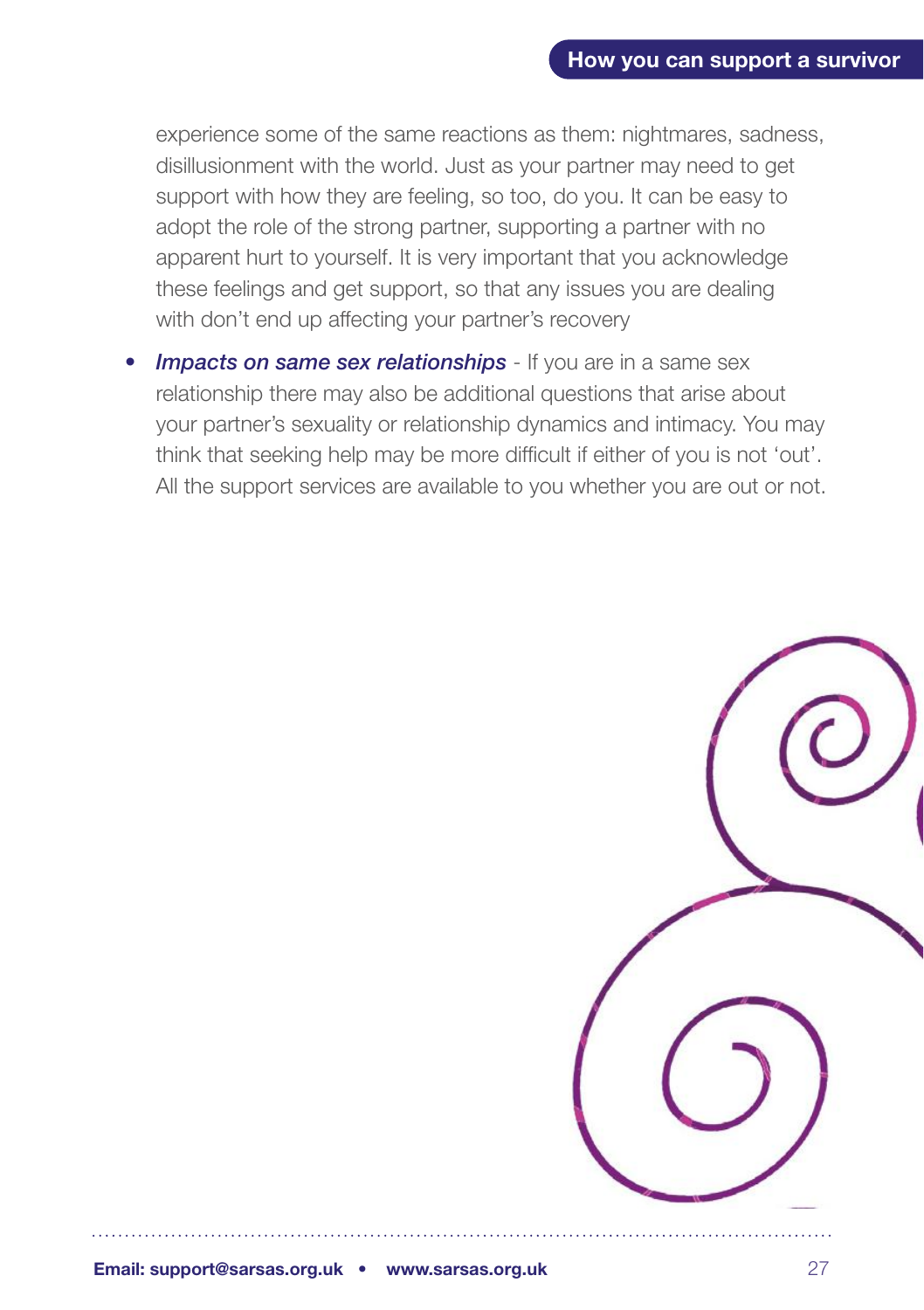experience some of the same reactions as them: nightmares, sadness, disillusionment with the world. Just as your partner may need to get support with how they are feeling, so too, do you. It can be easy to adopt the role of the strong partner, supporting a partner with no apparent hurt to yourself. It is very important that you acknowledge these feelings and get support, so that any issues you are dealing with don't end up affecting your partner's recovery

- ***Impacts on same sex relationships*** - If you are in a same sex relationship there may also be additional questions that arise about your partner's sexuality or relationship dynamics and intimacy. You may think that seeking help may be more difficult if either of you is not 'out'. All the support services are available to you whether you are out or not.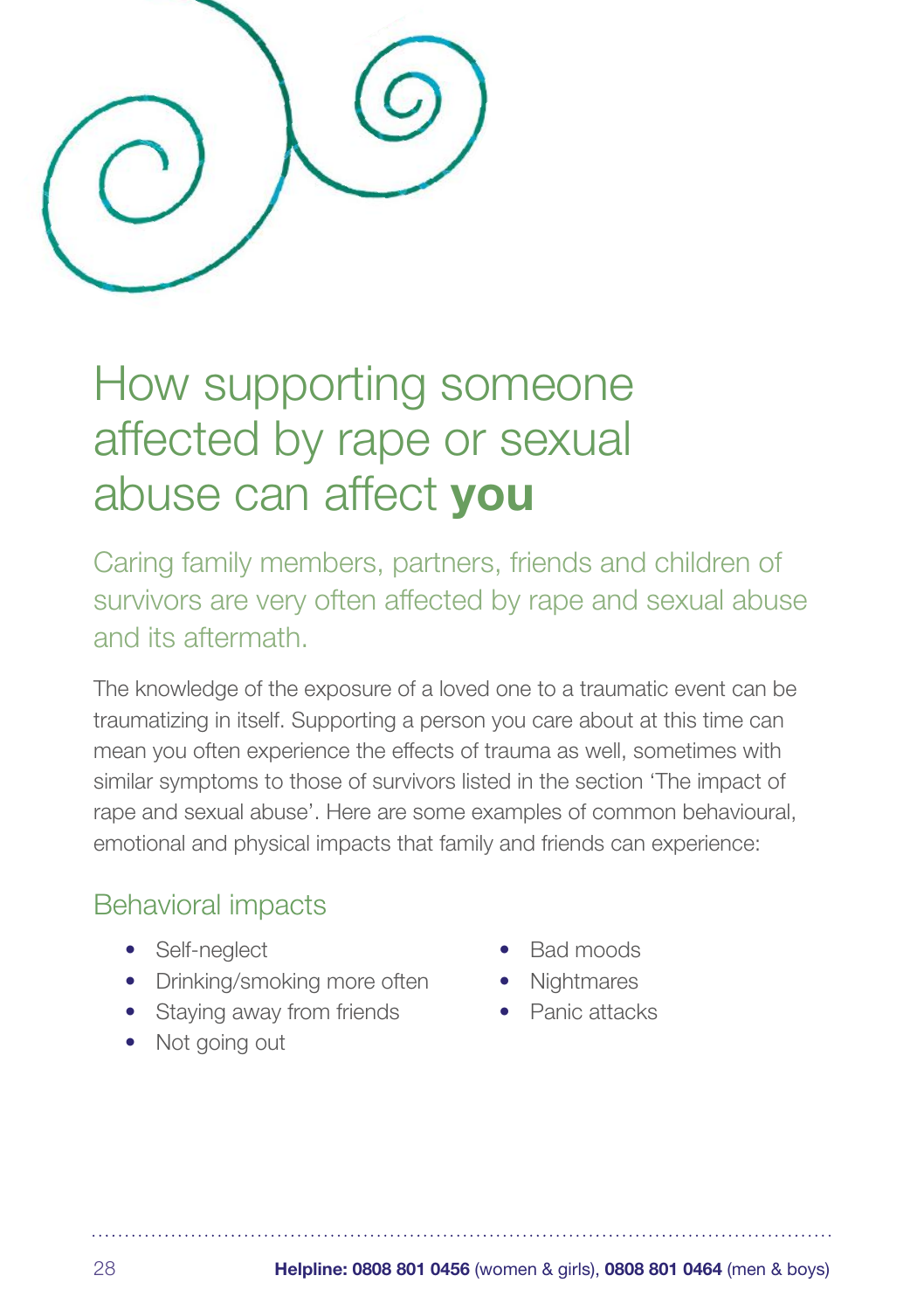# How supporting someone affected by rape or sexual abuse can affect **you**

Caring family members, partners, friends and children of survivors are very often affected by rape and sexual abuse and its aftermath.

The knowledge of the exposure of a loved one to a traumatic event can be traumatizing in itself. Supporting a person you care about at this time can mean you often experience the effects of trauma as well, sometimes with similar symptoms to those of survivors listed in the section 'The impact of rape and sexual abuse'. Here are some examples of common behavioural, emotional and physical impacts that family and friends can experience:

## Behavioral impacts

- Self-neglect
- Drinking/smoking more often
- Staying away from friends
- Not going out
- Bad moods
- Nightmares
- Panic attacks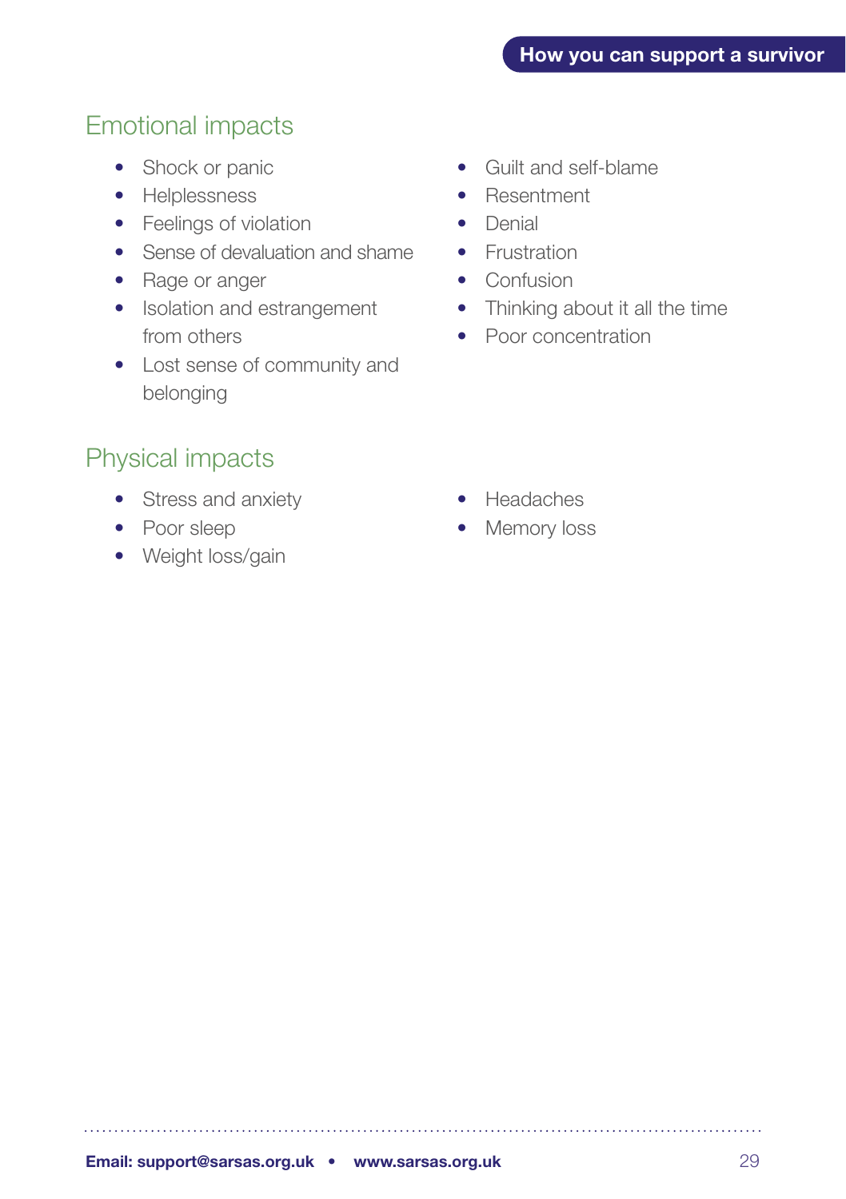## Emotional impacts

- Shock or panic
- Helplessness
- Feelings of violation
- Sense of devaluation and shame
- Rage or anger
- Isolation and estrangement from others
- Lost sense of community and belonging
- Guilt and self-blame
- Resentment
- Denial
- Frustration
- Confusion
- Thinking about it all the time
- Poor concentration

## Physical impacts

- Stress and anxiety
- Poor sleep
- Weight loss/gain
- Headaches
- Memory loss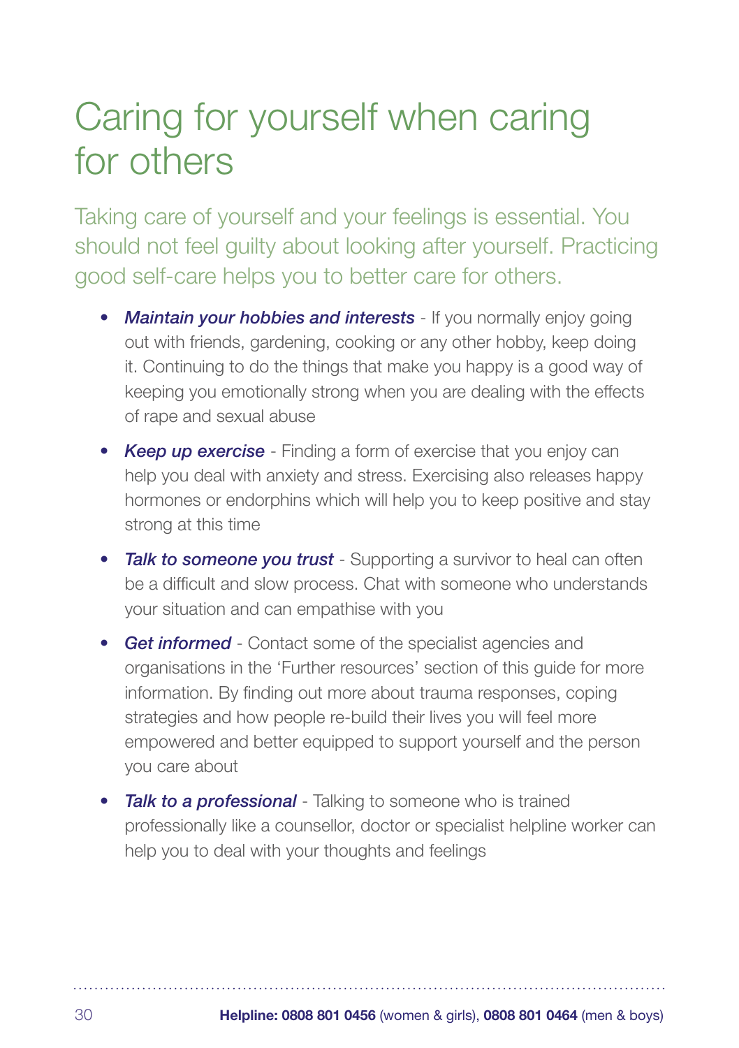# Caring for yourself when caring for others

Taking care of yourself and your feelings is essential. You should not feel guilty about looking after yourself. Practicing good self-care helps you to better care for others.

- ***Maintain your hobbies and interests*** - If you normally enjoy going out with friends, gardening, cooking or any other hobby, keep doing it. Continuing to do the things that make you happy is a good way of keeping you emotionally strong when you are dealing with the effects of rape and sexual abuse
- ***Keep up exercise*** - Finding a form of exercise that you enjoy can help you deal with anxiety and stress. Exercising also releases happy hormones or endorphins which will help you to keep positive and stay strong at this time
- ***Talk to someone you trust*** - Supporting a survivor to heal can often be a difficult and slow process. Chat with someone who understands your situation and can empathise with you
- ***Get informed*** - Contact some of the specialist agencies and organisations in the 'Further resources' section of this guide for more information. By finding out more about trauma responses, coping strategies and how people re-build their lives you will feel more empowered and better equipped to support yourself and the person you care about
- ***Talk to a professional*** - Talking to someone who is trained professionally like a counsellor, doctor or specialist helpline worker can help you to deal with your thoughts and feelings

**Helpline: 0808 801 0456** (women & girls), **0808 801 0464** (men & boys)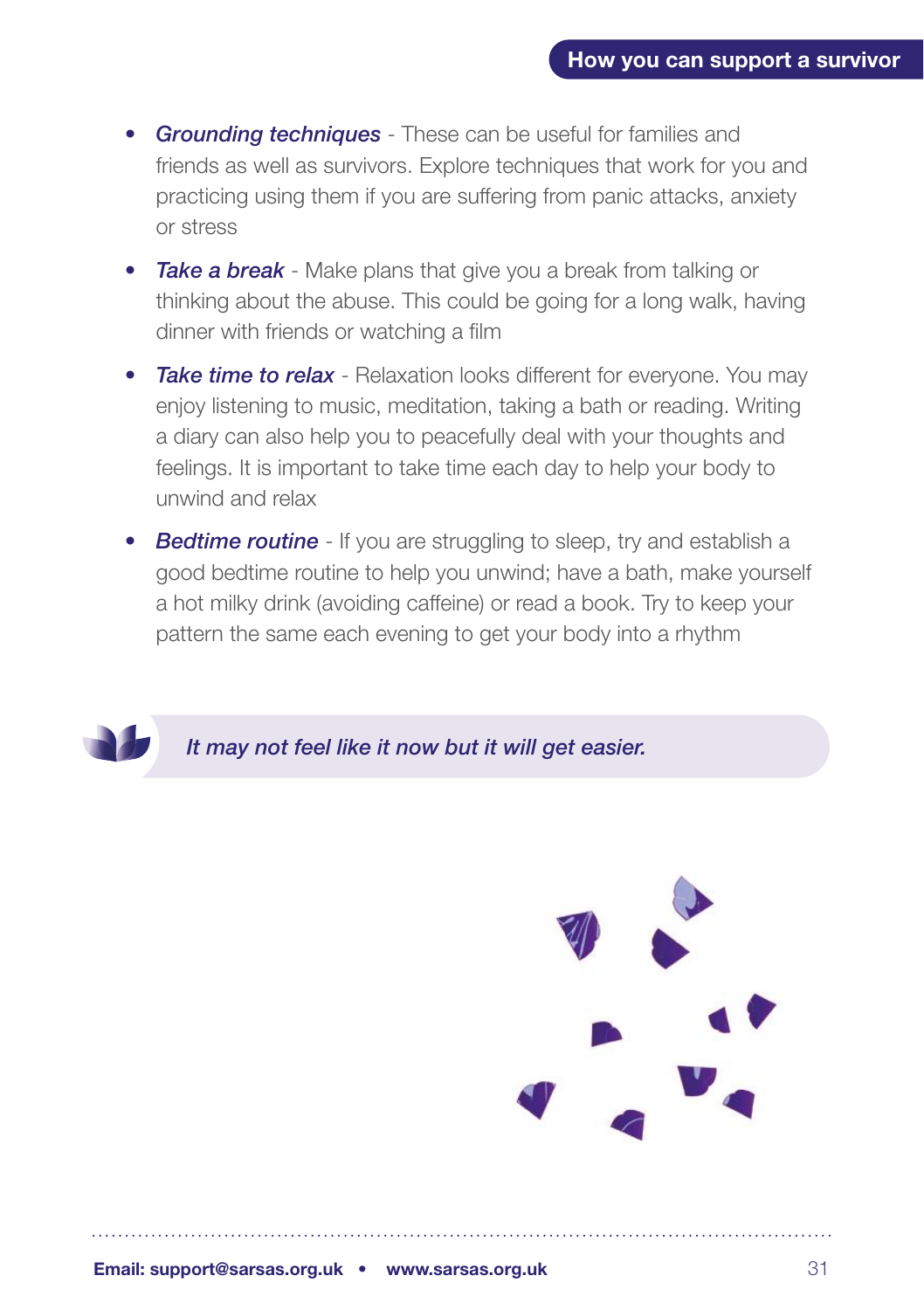- ***Grounding techniques*** - These can be useful for families and friends as well as survivors. Explore techniques that work for you and practicing using them if you are suffering from panic attacks, anxiety or stress
- ***Take a break*** - Make plans that give you a break from talking or thinking about the abuse. This could be going for a long walk, having dinner with friends or watching a film
- ***Take time to relax*** - Relaxation looks different for everyone. You may enjoy listening to music, meditation, taking a bath or reading. Writing a diary can also help you to peacefully deal with your thoughts and feelings. It is important to take time each day to help your body to unwind and relax
- ***Bedtime routine*** - If you are struggling to sleep, try and establish a good bedtime routine to help you unwind; have a bath, make yourself a hot milky drink (avoiding caffeine) or read a book. Try to keep your pattern the same each evening to get your body into a rhythm

*It may not feel like it now but it will get easier.*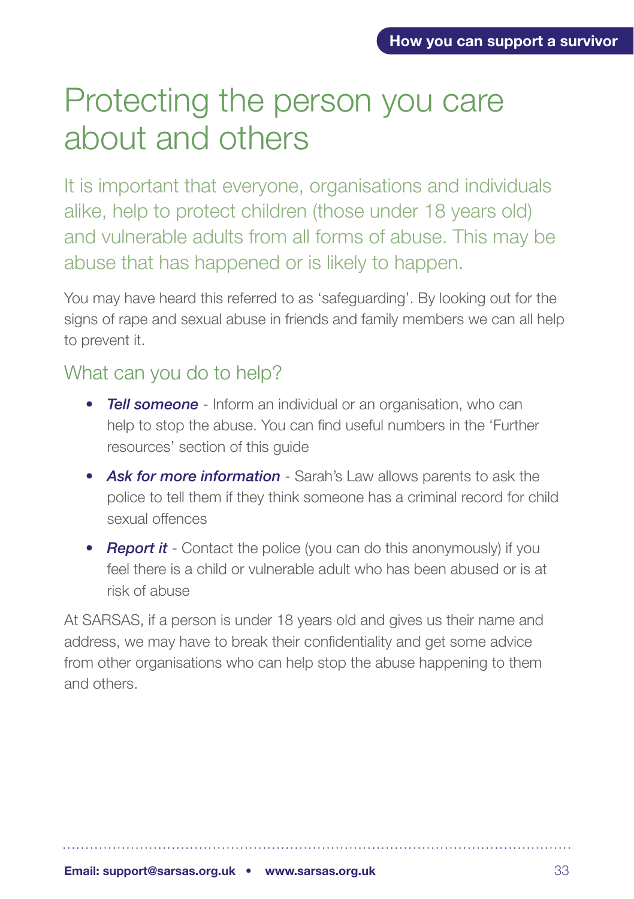# Protecting the person you care about and others

It is important that everyone, organisations and individuals alike, help to protect children (those under 18 years old) and vulnerable adults from all forms of abuse. This may be abuse that has happened or is likely to happen.

You may have heard this referred to as 'safeguarding'. By looking out for the signs of rape and sexual abuse in friends and family members we can all help to prevent it.

## What can you do to help?

- ***Tell someone*** - Inform an individual or an organisation, who can help to stop the abuse. You can find useful numbers in the 'Further resources' section of this guide
- ***Ask for more information*** - Sarah's Law allows parents to ask the police to tell them if they think someone has a criminal record for child sexual offences
- ***Report it*** - Contact the police (you can do this anonymously) if you feel there is a child or vulnerable adult who has been abused or is at risk of abuse

At SARSAS, if a person is under 18 years old and gives us their name and address, we may have to break their confidentiality and get some advice from other organisations who can help stop the abuse happening to them and others.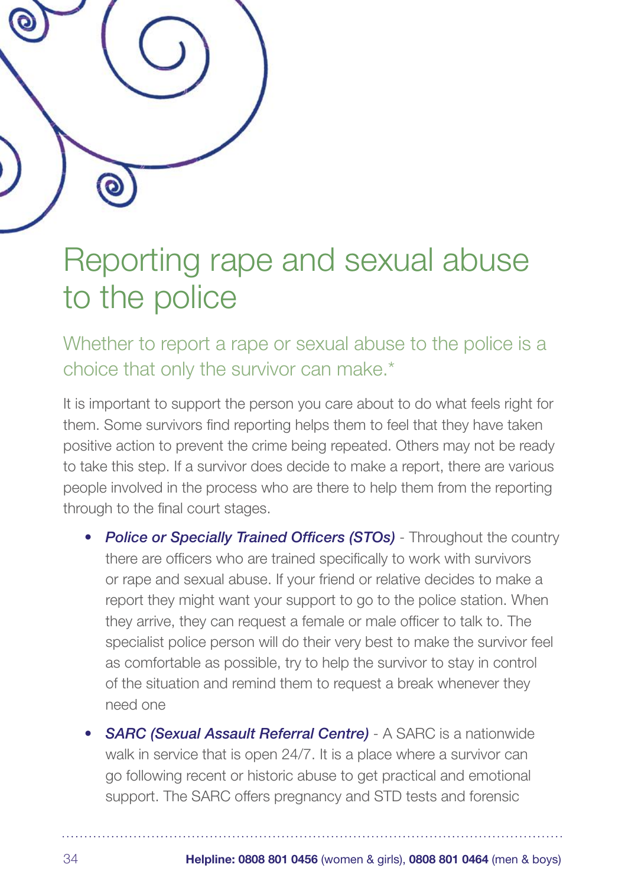# Reporting rape and sexual abuse to the police

## Whether to report a rape or sexual abuse to the police is a choice that only the survivor can make.*

It is important to support the person you care about to do what feels right for them. Some survivors find reporting helps them to feel that they have taken positive action to prevent the crime being repeated. Others may not be ready to take this step. If a survivor does decide to make a report, there are various people involved in the process who are there to help them from the reporting through to the final court stages.

- ***Police or Specially Trained Officers (STOs)*** - Throughout the country there are officers who are trained specifically to work with survivors or rape and sexual abuse. If your friend or relative decides to make a report they might want your support to go to the police station. When they arrive, they can request a female or male officer to talk to. The specialist police person will do their very best to make the survivor feel as comfortable as possible, try to help the survivor to stay in control of the situation and remind them to request a break whenever they need one
- ***SARC (Sexual Assault Referral Centre)*** - A SARC is a nationwide walk in service that is open 24/7. It is a place where a survivor can go following recent or historic abuse to get practical and emotional support. The SARC offers pregnancy and STD tests and forensic

**Helpline: 0808 801 0456** (women & girls), **0808 801 0464** (men & boys)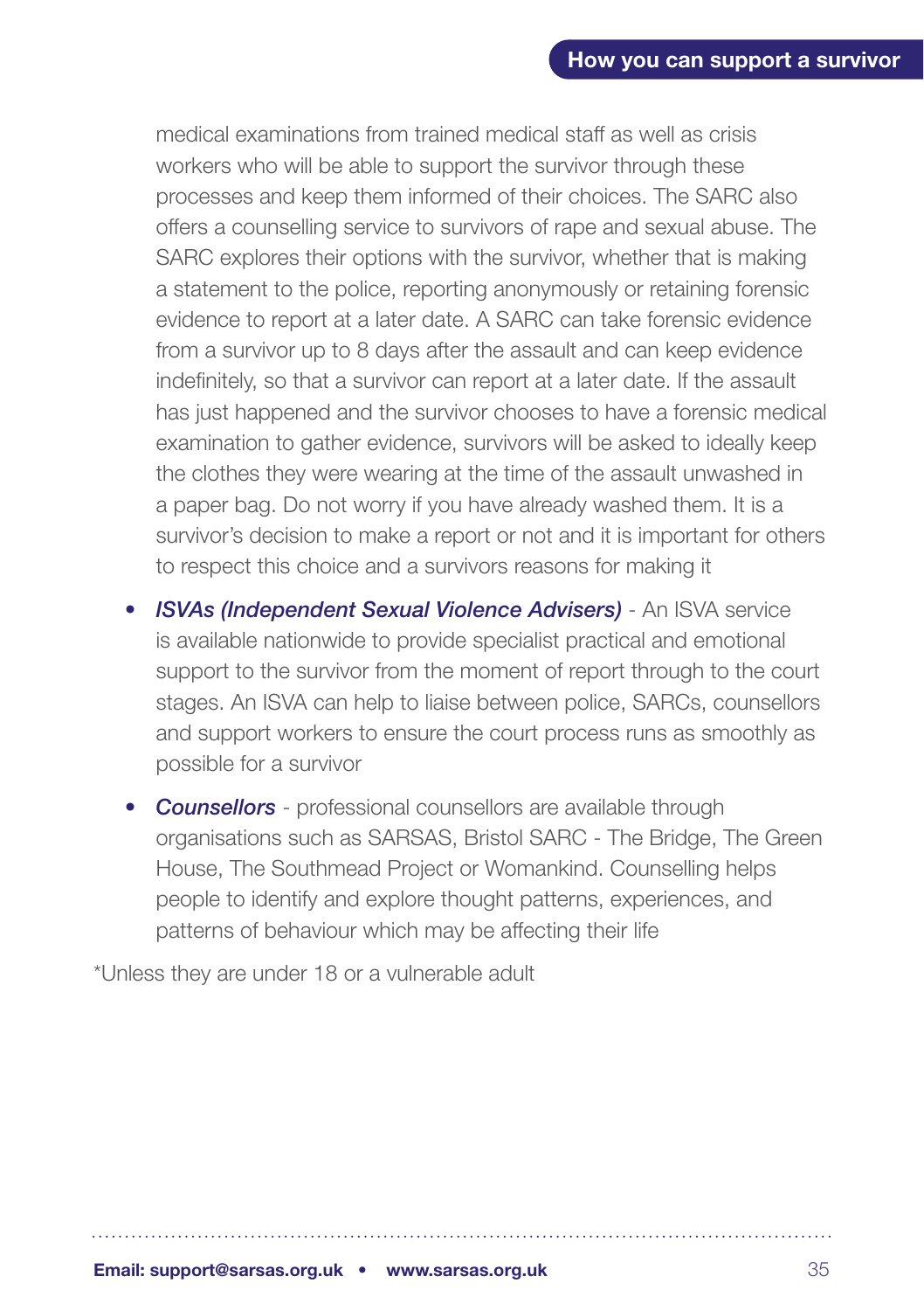medical examinations from trained medical staff as well as crisis workers who will be able to support the survivor through these processes and keep them informed of their choices. The SARC also offers a counselling service to survivors of rape and sexual abuse. The SARC explores their options with the survivor, whether that is making a statement to the police, reporting anonymously or retaining forensic evidence to report at a later date. A SARC can take forensic evidence from a survivor up to 8 days after the assault and can keep evidence indefinitely, so that a survivor can report at a later date. If the assault has just happened and the survivor chooses to have a forensic medical examination to gather evidence, survivors will be asked to ideally keep the clothes they were wearing at the time of the assault unwashed in a paper bag. Do not worry if you have already washed them. It is a survivor's decision to make a report or not and it is important for others to respect this choice and a survivors reasons for making it

- ***ISVAs (Independent Sexual Violence Advisers)*** - An ISVA service is available nationwide to provide specialist practical and emotional support to the survivor from the moment of report through to the court stages. An ISVA can help to liaise between police, SARCs, counsellors and support workers to ensure the court process runs as smoothly as possible for a survivor
- ***Counsellors*** - professional counsellors are available through organisations such as SARSAS, Bristol SARC - The Bridge, The Green House, The Southmead Project or Womankind. Counselling helps people to identify and explore thought patterns, experiences, and patterns of behaviour which may be affecting their life

*Unless they are under 18 or a vulnerable adult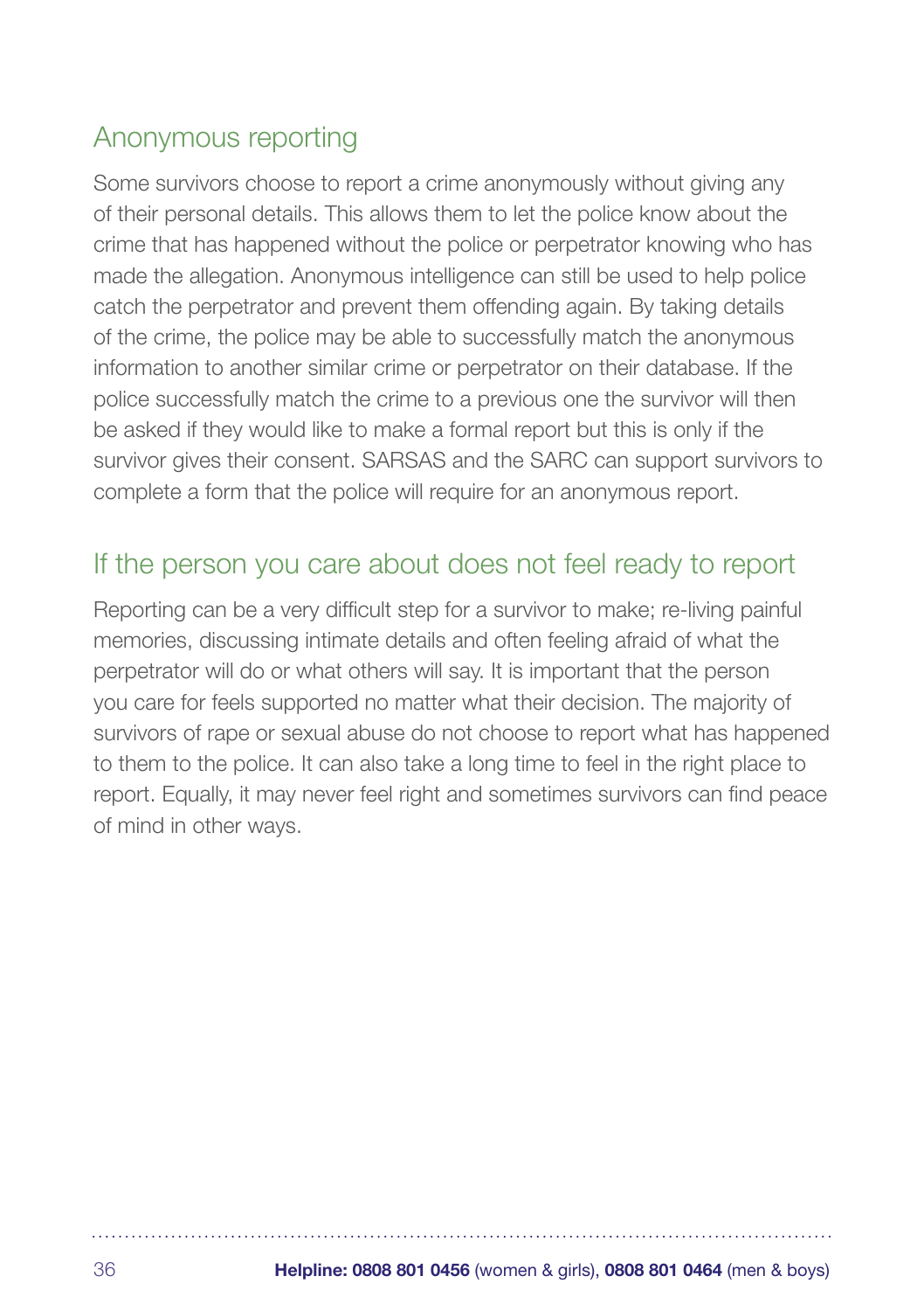## Anonymous reporting

Some survivors choose to report a crime anonymously without giving any of their personal details. This allows them to let the police know about the crime that has happened without the police or perpetrator knowing who has made the allegation. Anonymous intelligence can still be used to help police catch the perpetrator and prevent them offending again. By taking details of the crime, the police may be able to successfully match the anonymous information to another similar crime or perpetrator on their database. If the police successfully match the crime to a previous one the survivor will then be asked if they would like to make a formal report but this is only if the survivor gives their consent. SARSAS and the SARC can support survivors to complete a form that the police will require for an anonymous report.

## If the person you care about does not feel ready to report

Reporting can be a very difficult step for a survivor to make; re-living painful memories, discussing intimate details and often feeling afraid of what the perpetrator will do or what others will say. It is important that the person you care for feels supported no matter what their decision. The majority of survivors of rape or sexual abuse do not choose to report what has happened to them to the police. It can also take a long time to feel in the right place to report. Equally, it may never feel right and sometimes survivors can find peace of mind in other ways.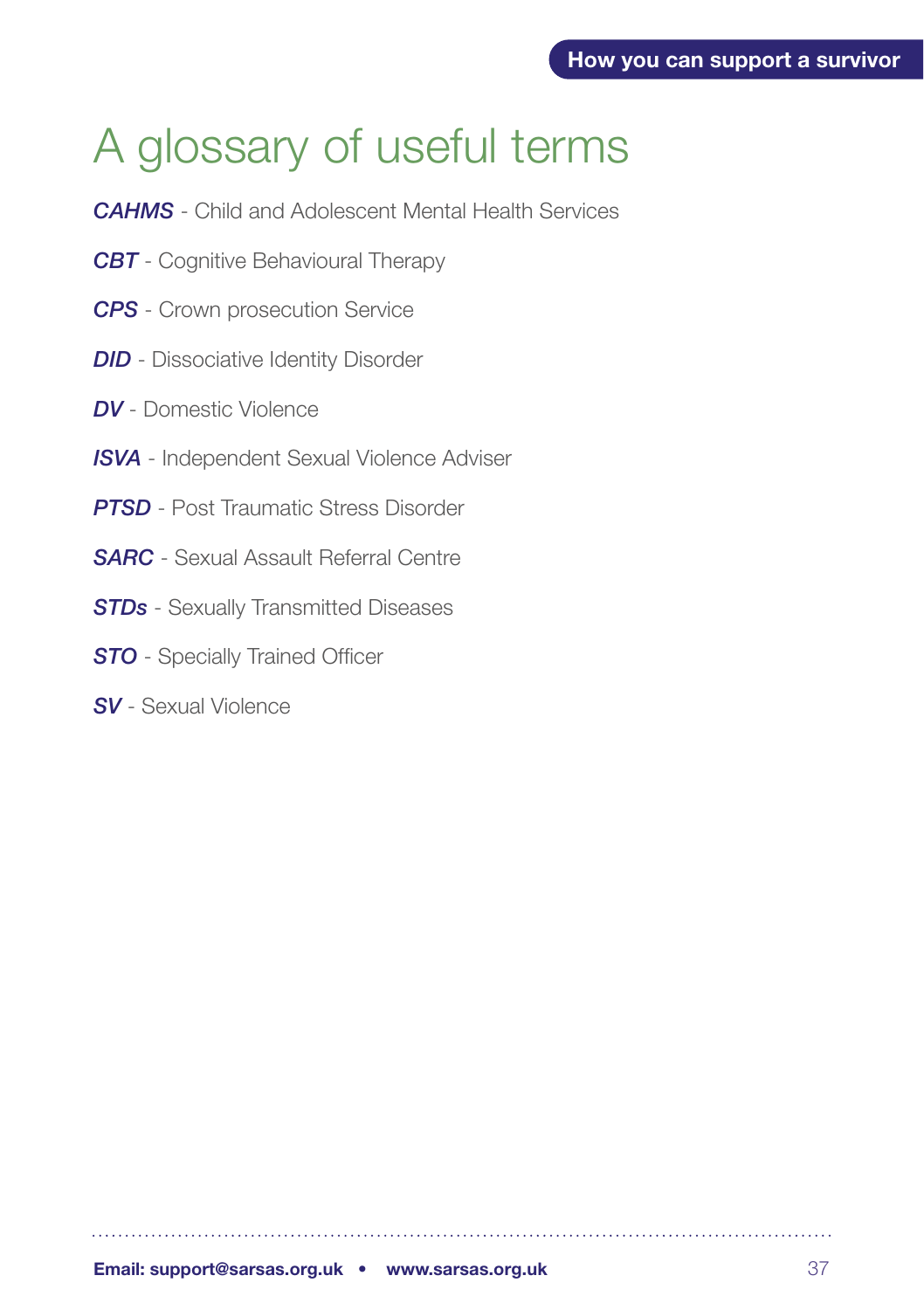# A glossary of useful terms

***CAHMS*** - Child and Adolescent Mental Health Services

***CBT*** - Cognitive Behavioural Therapy

***CPS*** - Crown prosecution Service

***DID*** - Dissociative Identity Disorder

***DV*** - Domestic Violence

***ISVA*** - Independent Sexual Violence Adviser

***PTSD*** - Post Traumatic Stress Disorder

***SARC*** - Sexual Assault Referral Centre

***STDs*** - Sexually Transmitted Diseases

***STO*** - Specially Trained Officer

***SV*** - Sexual Violence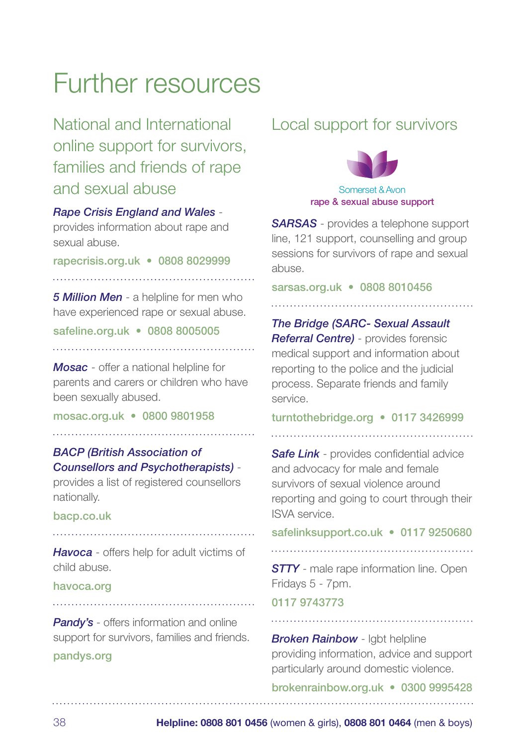# Further resources

## National and International online support for survivors, families and friends of rape and sexual abuse

***Rape Crisis England and Wales*** - provides information about rape and sexual abuse.

rapecrisis.org.uk • 0808 8029999

***5 Million Men*** - a helpline for men who have experienced rape or sexual abuse.

safeline.org.uk • 0808 8005005

***Mosac*** - offer a national helpline for parents and carers or children who have been sexually abused.

mosac.org.uk • 0800 9801958

***BACP (British Association of Counsellors and Psychotherapists)*** - provides a list of registered counsellors nationally.

bacp.co.uk

***Havoca*** - offers help for adult victims of child abuse.

havoca.org

***Pandy's*** - offers information and online support for survivors, families and friends.

pandys.org

## Local support for survivors

Somerset & Avon
rape & sexual abuse support

***SARSAS*** - provides a telephone support line, 121 support, counselling and group sessions for survivors of rape and sexual abuse.

sarsas.org.uk • 0808 8010456

***The Bridge (SARC- Sexual Assault Referral Centre)*** - provides forensic medical support and information about reporting to the police and the judicial process. Separate friends and family service.

turntothebridge.org • 0117 3426999

***Safe Link*** - provides confidential advice and advocacy for male and female survivors of sexual violence around reporting and going to court through their ISVA service.

safelinksupport.co.uk • 0117 9250680

***STTY*** - male rape information line. Open Fridays 5 - 7pm.

0117 9743773

***Broken Rainbow*** - lgbt helpline providing information, advice and support particularly around domestic violence.

brokenrainbow.org.uk • 0300 9995428

**Helpline: 0808 801 0456** (women & girls), **0808 801 0464** (men & boys)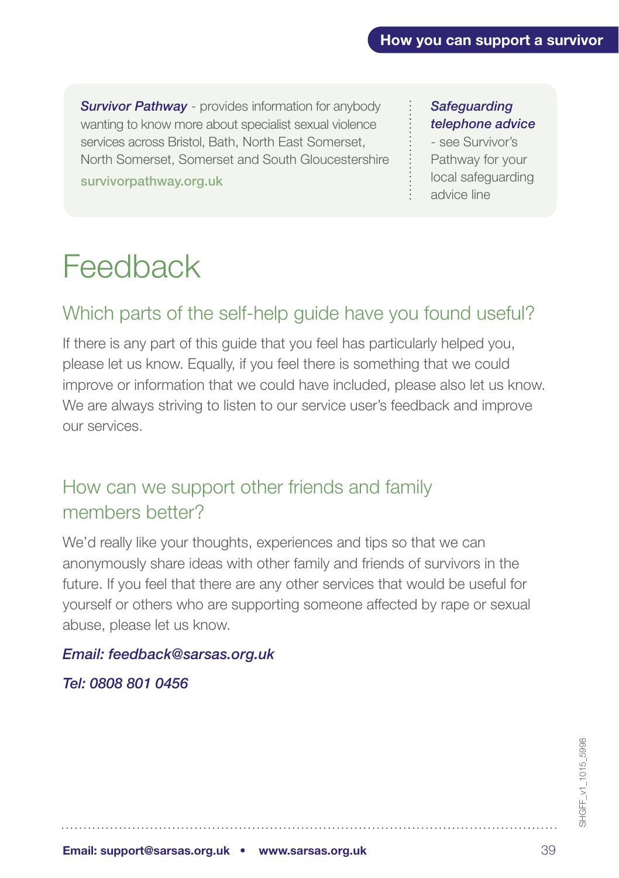***Survivor Pathway*** - provides information for anybody wanting to know more about specialist sexual violence services across Bristol, Bath, North East Somerset, North Somerset, Somerset and South Gloucestershire

**survivorpathway.org.uk**

***Safeguarding telephone advice*** - see Survivor's Pathway for your local safeguarding advice line

# Feedback

## Which parts of the self-help guide have you found useful?

If there is any part of this guide that you feel has particularly helped you, please let us know. Equally, if you feel there is something that we could improve or information that we could have included, please also let us know. We are always striving to listen to our service user's feedback and improve our services.

## How can we support other friends and family members better?

We'd really like your thoughts, experiences and tips so that we can anonymously share ideas with other family and friends of survivors in the future. If you feel that there are any other services that would be useful for yourself or others who are supporting someone affected by rape or sexual abuse, please let us know.

***Email: feedback@sarsas.org.uk***

***Tel: 0808 801 0456***

SHGFF_v1_1015_5998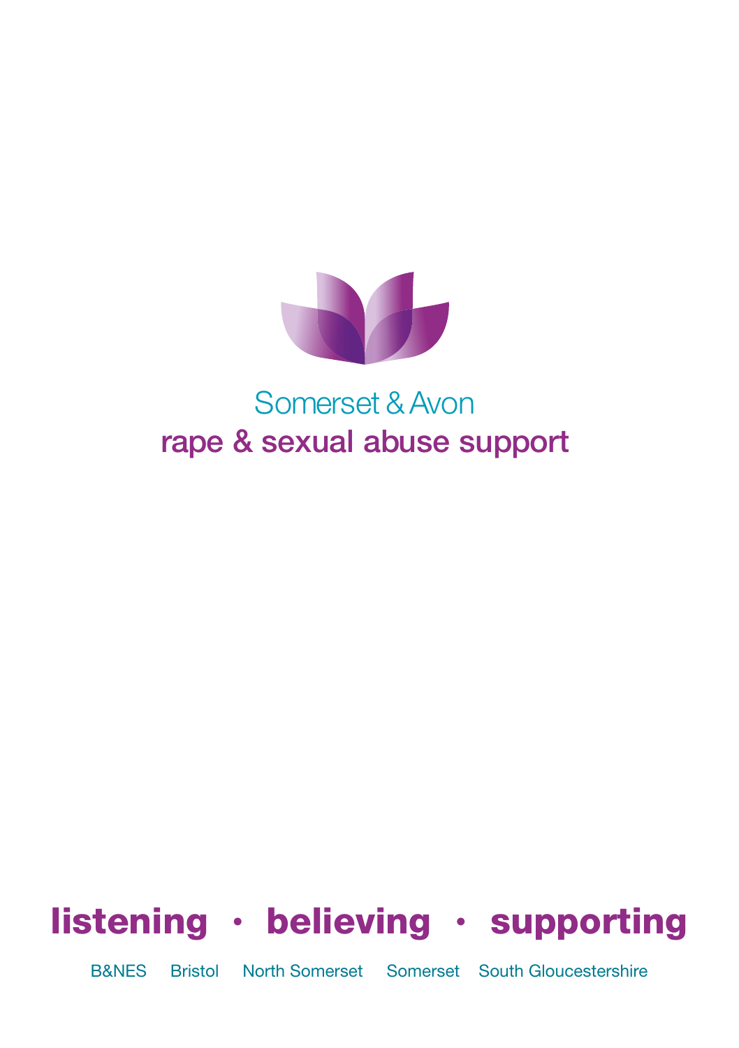Somerset & Avon

rape & sexual abuse support

**listening • believing • supporting**

B&NES Bristol North Somerset Somerset South Gloucestershire